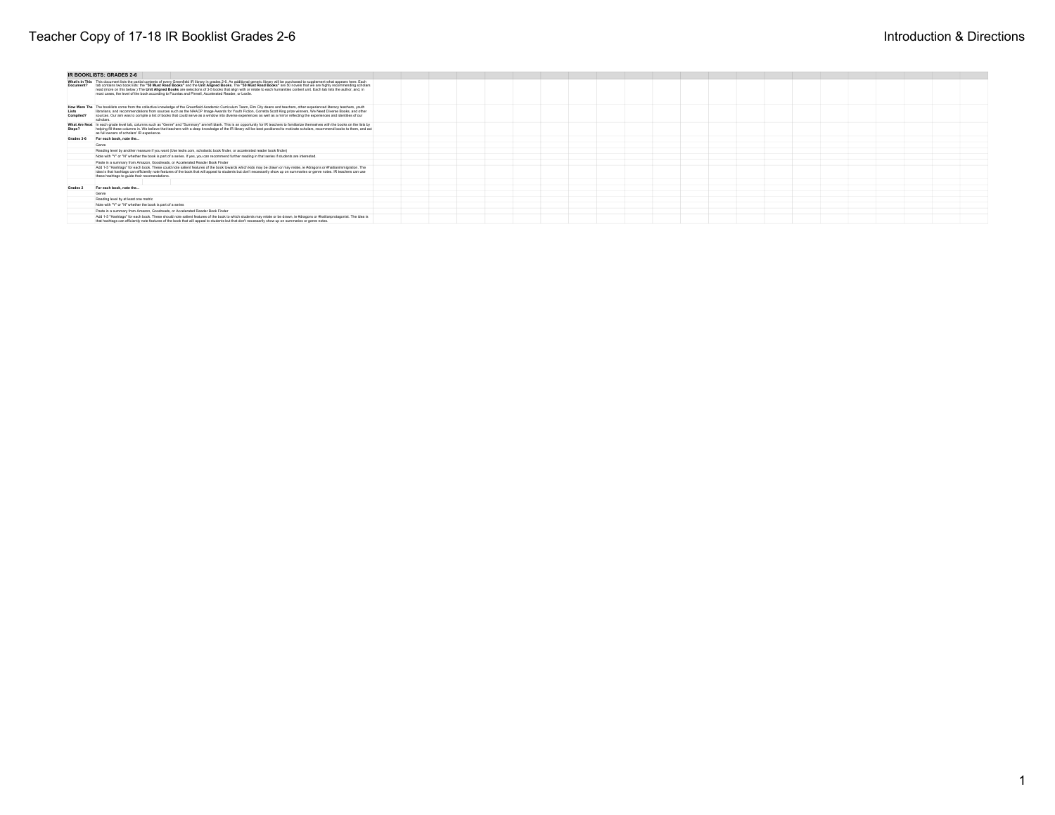| IR BOOKLISTS: GRADES 2-6 | |
|---|---|
| What's In This Document? | This document lists the partial contents of every Greenfield IR library in grades 2-6. An additional genetic library will be purchased to supplement what appears here. Each tab contains two book lists: the **"50 Must Read Books"** and the **Unit Aligned Books**. The **"50 Must Read Books"** are 50 novels that we are highly recommending scholars read (more on this below.) The **Unit Aligned Books** are selections of 3-5 books that align with or relate to each humanities content unit. Each tab lists the author, and, in most cases, the level of the book according to Fountas and Pinnell, Accelerated Reader, or Lexile. |
| How Were The Lists Compiled? | The booklists come from the collective knowledge of the Greenfield Academic Curriculum Team, Elm City deans and teachers, other experienced literacy teachers, youth librarians, and recommendations from sources such as the NAACP Image Awards for Youth Fiction, Corretta Scott King prize winners, We Need Diverse Books, and other sources. Our aim was to compile a list of books that could serve as a window into diverse experiences as well as a mirror reflecting the experiences and identities of our scholars. |
| What Are Next Steps? | In each grade level tab, columns such as "Genre" and "Summary" are left blank. This is an opportunity for IR teachers to familiarize themselves with the books on the lists by helping fill these columns in. We believe that teachers with a deep knowledge of the IR library will be best positioned to motivate scholars, recommend books to them, and act as full owners of scholars' IR experience. |
| Grades 3-6 | **For each book, note the...** |
| | Genre |
| | Reading level by another measure if you want (Use lexile.com, scholastic book finder, or accelerated reader book finder) |
| | Note with "Y" or "N" whether the book is part of a series. If yes, you can recommend further reading in that series if students are interested. |
| | Paste in a summary from Amazon, Goodreads, or Accelerated Reader Book Finder |
| | Add 1-5 "Hashtags" for each book. These could note salient features of the book towards which kids may be drawn or may relate, ie #dragons or #haitianimmigration. The idea is that hashtags can efficiently note features of the book that will appeal to students but don't necessarily show up on summaries or genre notes. IR teachers can use these hashtags to guide their recomendations. |
| Grades 2 | **For each book, note the...** |
| | Genre |
| | Reading level by at least one metric |
| | Note with "Y" or "N" whether the book is part of a series |
| | Paste in a summary from Amazon, Goodreads, or Accelerated Reader Book Finder |
| | Add 1-5 "Hashtags" for each book. These should note salient features of the book to which students may relate or be drawn, ie #dragons or #haitianprotagonist. The idea is that hashtags can efficiently note features of the book that will appeal to students but that don't necessarily show up on summaries or genre notes. |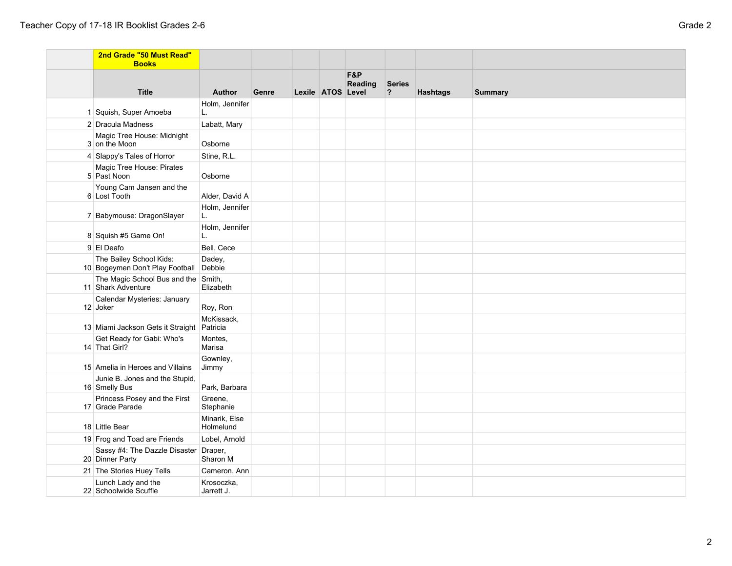| | 2nd Grade "50 Must Read" Books | | | | | | | | |
|---|---|---|---|---|---|---|---|---|---|
| | **Title** | **Author** | **Genre** | **Lexile** | **ATOS** | **F&P Reading Level** | **Series ?** | **Hashtags** | **Summary** |
| 1 | Squish, Super Amoeba | Holm, Jennifer L. | | | | | | | |
| 2 | Dracula Madness | Labatt, Mary | | | | | | | |
| 3 | Magic Tree House: Midnight on the Moon | Osborne | | | | | | | |
| 4 | Slappy's Tales of Horror | Stine, R.L. | | | | | | | |
| 5 | Magic Tree House: Pirates Past Noon | Osborne | | | | | | | |
| 6 | Young Cam Jansen and the Lost Tooth | Alder, David A | | | | | | | |
| 7 | Babymouse: DragonSlayer | Holm, Jennifer L. | | | | | | | |
| 8 | Squish #5 Game On! | Holm, Jennifer L. | | | | | | | |
| 9 | El Deafo | Bell, Cece | | | | | | | |
| 10 | The Bailey School Kids: Bogeymen Don't Play Football | Dadey, Debbie | | | | | | | |
| 11 | The Magic School Bus and the Shark Adventure | Smith, Elizabeth | | | | | | | |
| 12 | Calendar Mysteries: January Joker | Roy, Ron | | | | | | | |
| 13 | Miami Jackson Gets it Straight | McKissack, Patricia | | | | | | | |
| 14 | Get Ready for Gabi: Who's That Girl? | Montes, Marisa | | | | | | | |
| 15 | Amelia in Heroes and Villains | Gownley, Jimmy | | | | | | | |
| 16 | Junie B. Jones and the Stupid, Smelly Bus | Park, Barbara | | | | | | | |
| 17 | Princess Posey and the First Grade Parade | Greene, Stephanie | | | | | | | |
| 18 | Little Bear | Minarik, Else Holmelund | | | | | | | |
| 19 | Frog and Toad are Friends | Lobel, Arnold | | | | | | | |
| 20 | Sassy #4: The Dazzle Disaster Dinner Party | Draper, Sharon M | | | | | | | |
| 21 | The Stories Huey Tells | Cameron, Ann | | | | | | | |
| 22 | Lunch Lady and the Schoolwide Scuffle | Krosoczka, Jarrett J. | | | | | | | |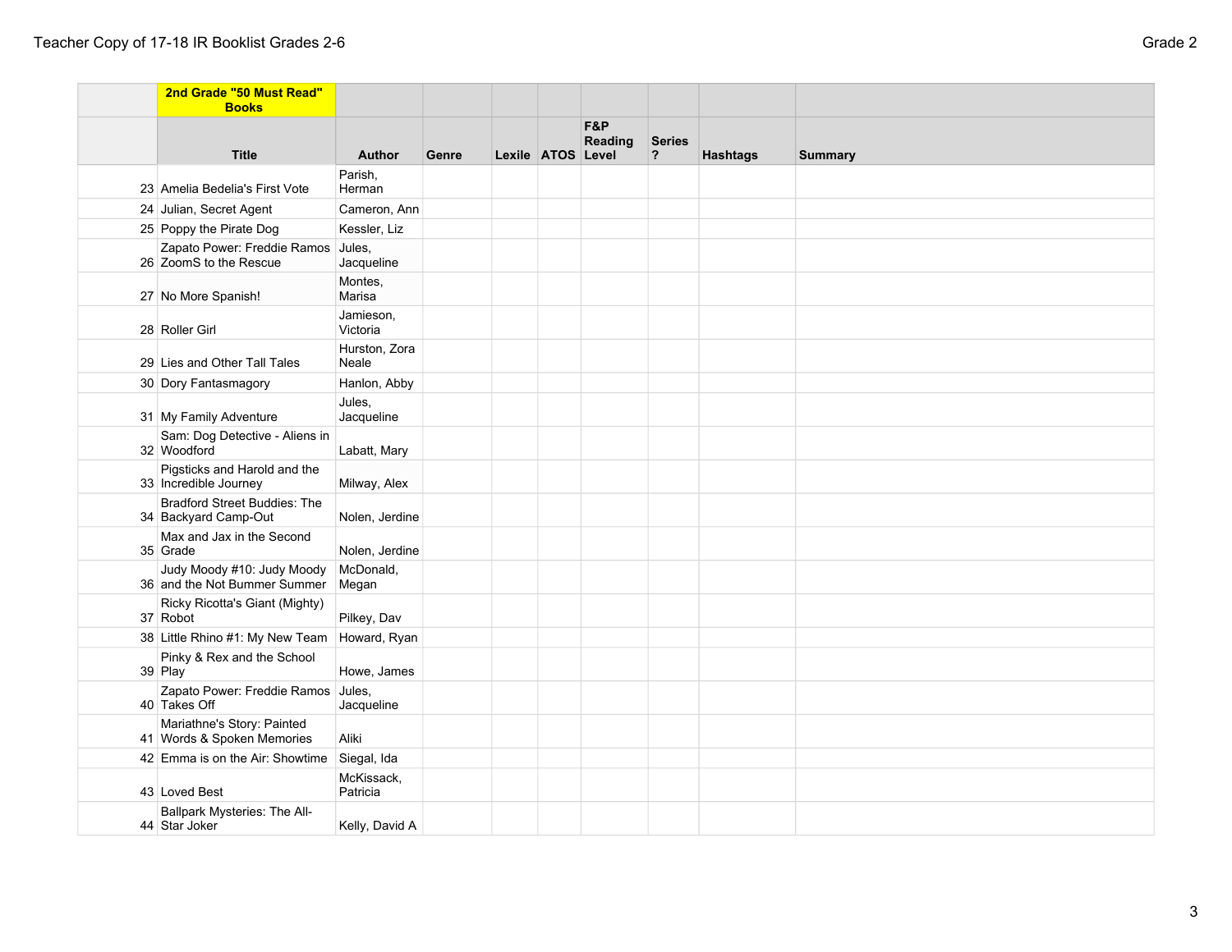| | 2nd Grade "50 Must Read" Books | | | | | | | | |
|---|---|---|---|---|---|---|---|---|---|
| | Title | Author | Genre | Lexile | ATOS | F&P Reading Level | Series ? | Hashtags | Summary |
| 23 | Amelia Bedelia's First Vote | Parish, Herman | | | | | | | |
| 24 | Julian, Secret Agent | Cameron, Ann | | | | | | | |
| 25 | Poppy the Pirate Dog | Kessler, Liz | | | | | | | |
| 26 | Zapato Power: Freddie Ramos ZoomS to the Rescue | Jules, Jacqueline | | | | | | | |
| 27 | No More Spanish! | Montes, Marisa | | | | | | | |
| 28 | Roller Girl | Jamieson, Victoria | | | | | | | |
| 29 | Lies and Other Tall Tales | Hurston, Zora Neale | | | | | | | |
| 30 | Dory Fantasmagory | Hanlon, Abby | | | | | | | |
| 31 | My Family Adventure | Jules, Jacqueline | | | | | | | |
| 32 | Sam: Dog Detective - Aliens in Woodford | Labatt, Mary | | | | | | | |
| 33 | Pigsticks and Harold and the Incredible Journey | Milway, Alex | | | | | | | |
| 34 | Bradford Street Buddies: The Backyard Camp-Out | Nolen, Jerdine | | | | | | | |
| 35 | Max and Jax in the Second Grade | Nolen, Jerdine | | | | | | | |
| 36 | Judy Moody #10: Judy Moody and the Not Bummer Summer | McDonald, Megan | | | | | | | |
| 37 | Ricky Ricotta's Giant (Mighty) Robot | Pilkey, Dav | | | | | | | |
| 38 | Little Rhino #1: My New Team | Howard, Ryan | | | | | | | |
| 39 | Pinky & Rex and the School Play | Howe, James | | | | | | | |
| 40 | Zapato Power: Freddie Ramos Takes Off | Jules, Jacqueline | | | | | | | |
| 41 | Mariathne's Story: Painted Words & Spoken Memories | Aliki | | | | | | | |
| 42 | Emma is on the Air: Showtime | Siegal, Ida | | | | | | | |
| 43 | Loved Best | McKissack, Patricia | | | | | | | |
| 44 | Ballpark Mysteries: The All-Star Joker | Kelly, David A | | | | | | | |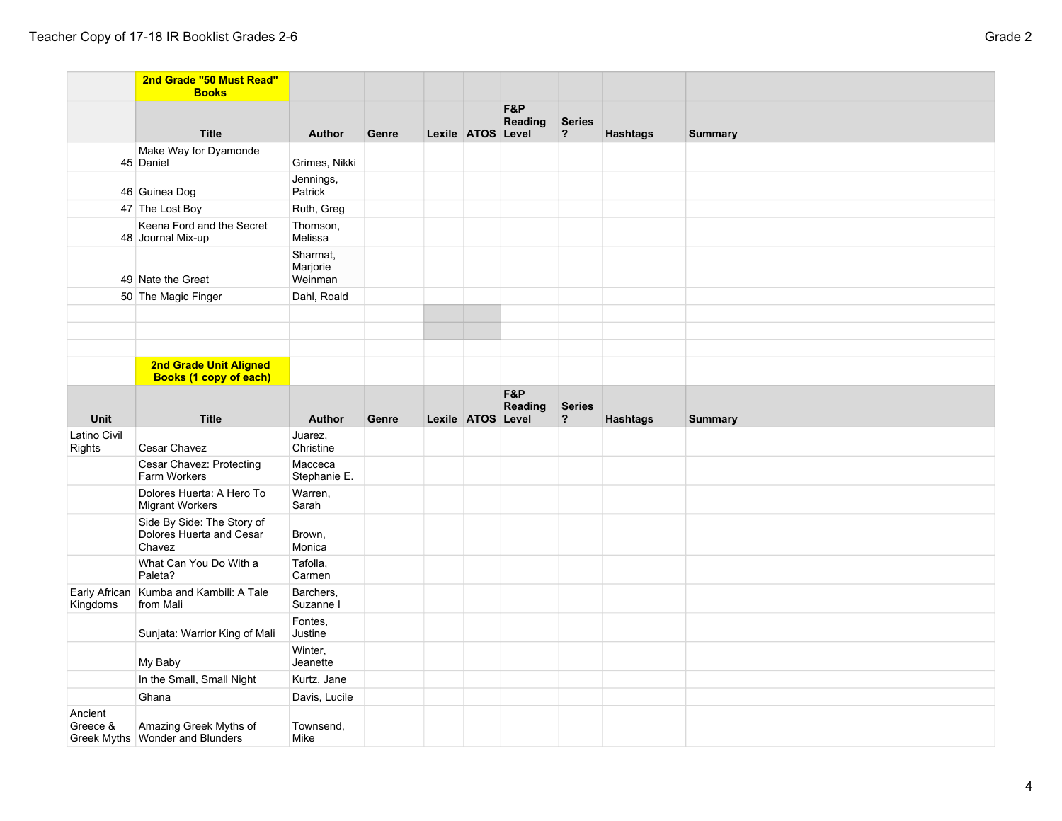| | 2nd Grade "50 Must Read" Books | | | | | | | | |
|---|---|---|---|---|---|---|---|---|---|
| | **Title** | **Author** | **Genre** | **Lexile** | **ATOS** | **F&P Reading Level** | **Series ?** | **Hashtags** | **Summary** |
| 45 | Make Way for Dyamonde Daniel | Grimes, Nikki | | | | | | | |
| 46 | Guinea Dog | Jennings, Patrick | | | | | | | |
| 47 | The Lost Boy | Ruth, Greg | | | | | | | |
| 48 | Keena Ford and the Secret Journal Mix-up | Thomson, Melissa | | | | | | | |
| 49 | Nate the Great | Sharmat, Marjorie Weinman | | | | | | | |
| 50 | The Magic Finger | Dahl, Roald | | | | | | | |

| | 2nd Grade Unit Aligned Books (1 copy of each) | | | | | | | | |
|---|---|---|---|---|---|---|---|---|---|
| **Unit** | **Title** | **Author** | **Genre** | **Lexile** | **ATOS** | **F&P Reading Level** | **Series ?** | **Hashtags** | **Summary** |
| Latino Civil Rights | Cesar Chavez | Juarez, Christine | | | | | | | |
| | Cesar Chavez: Protecting Farm Workers | Macceca Stephanie E. | | | | | | | |
| | Dolores Huerta: A Hero To Migrant Workers | Warren, Sarah | | | | | | | |
| | Side By Side: The Story of Dolores Huerta and Cesar Chavez | Brown, Monica | | | | | | | |
| | What Can You Do With a Paleta? | Tafolla, Carmen | | | | | | | |
| Early African Kingdoms | Kumba and Kambili: A Tale from Mali | Barchers, Suzanne I | | | | | | | |
| | Sunjata: Warrior King of Mali | Fontes, Justine | | | | | | | |
| | My Baby | Winter, Jeanette | | | | | | | |
| | In the Small, Small Night | Kurtz, Jane | | | | | | | |
| | Ghana | Davis, Lucile | | | | | | | |
| Ancient Greece & Greek Myths | Amazing Greek Myths of Wonder and Blunders | Townsend, Mike | | | | | | | |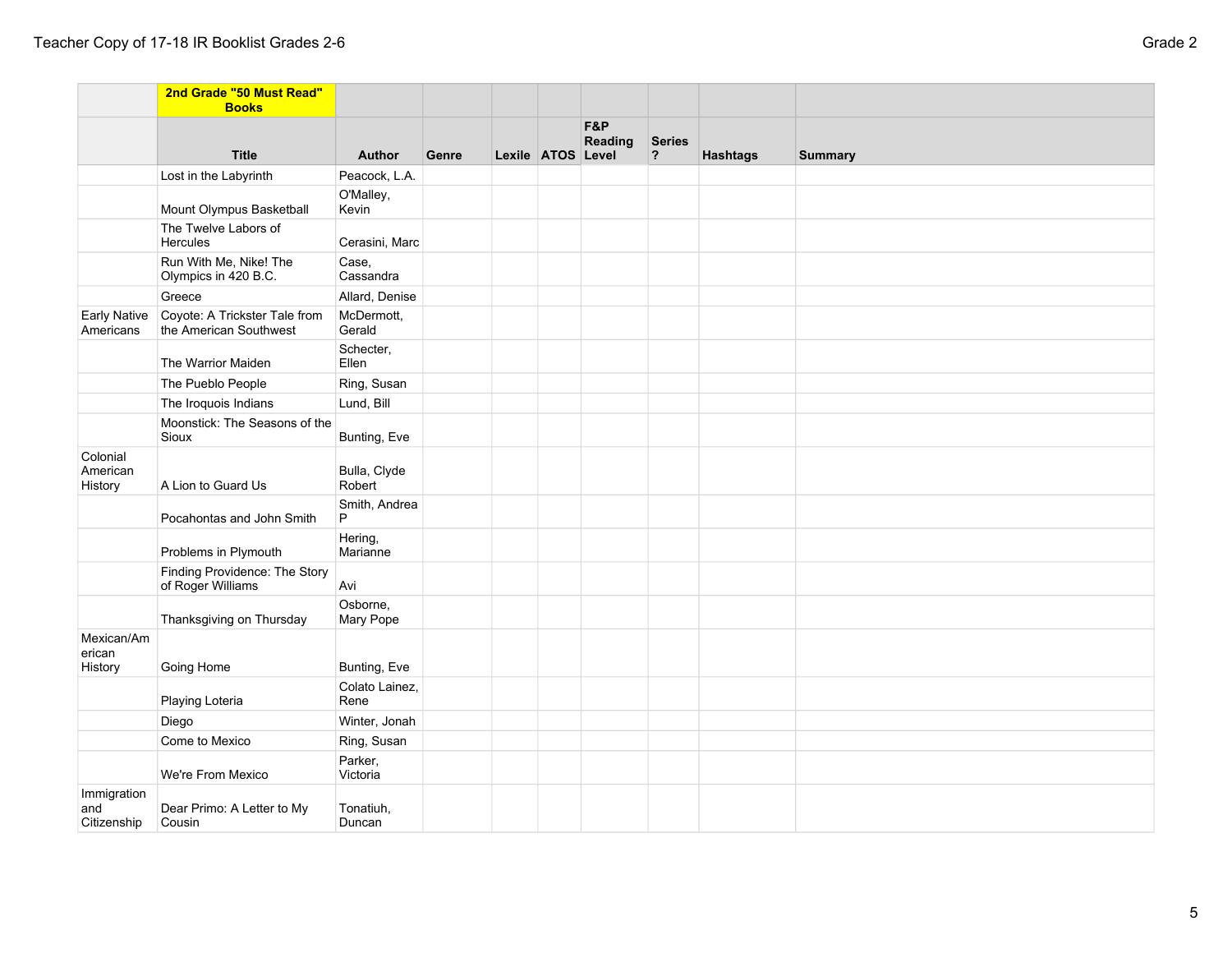| | 2nd Grade "50 Must Read" Books | | | | | | | | |
|---|---|---|---|---|---|---|---|---|---|
| | Title | Author | Genre | Lexile | ATOS | F&P Reading Level | Series ? | Hashtags | Summary |
| | Lost in the Labyrinth | Peacock, L.A. | | | | | | | |
| | Mount Olympus Basketball | O'Malley, Kevin | | | | | | | |
| | The Twelve Labors of Hercules | Cerasini, Marc | | | | | | | |
| | Run With Me, Nike! The Olympics in 420 B.C. | Case, Cassandra | | | | | | | |
| | Greece | Allard, Denise | | | | | | | |
| Early Native Americans | Coyote: A Trickster Tale from the American Southwest | McDermott, Gerald | | | | | | | |
| | The Warrior Maiden | Schecter, Ellen | | | | | | | |
| | The Pueblo People | Ring, Susan | | | | | | | |
| | The Iroquois Indians | Lund, Bill | | | | | | | |
| | Moonstick: The Seasons of the Sioux | Bunting, Eve | | | | | | | |
| Colonial American History | A Lion to Guard Us | Bulla, Clyde Robert | | | | | | | |
| | Pocahontas and John Smith | Smith, Andrea P | | | | | | | |
| | Problems in Plymouth | Hering, Marianne | | | | | | | |
| | Finding Providence: The Story of Roger Williams | Avi | | | | | | | |
| | Thanksgiving on Thursday | Osborne, Mary Pope | | | | | | | |
| Mexican/American History | Going Home | Bunting, Eve | | | | | | | |
| | Playing Loteria | Colato Lainez, Rene | | | | | | | |
| | Diego | Winter, Jonah | | | | | | | |
| | Come to Mexico | Ring, Susan | | | | | | | |
| | We're From Mexico | Parker, Victoria | | | | | | | |
| Immigration and Citizenship | Dear Primo: A Letter to My Cousin | Tonatiuh, Duncan | | | | | | | |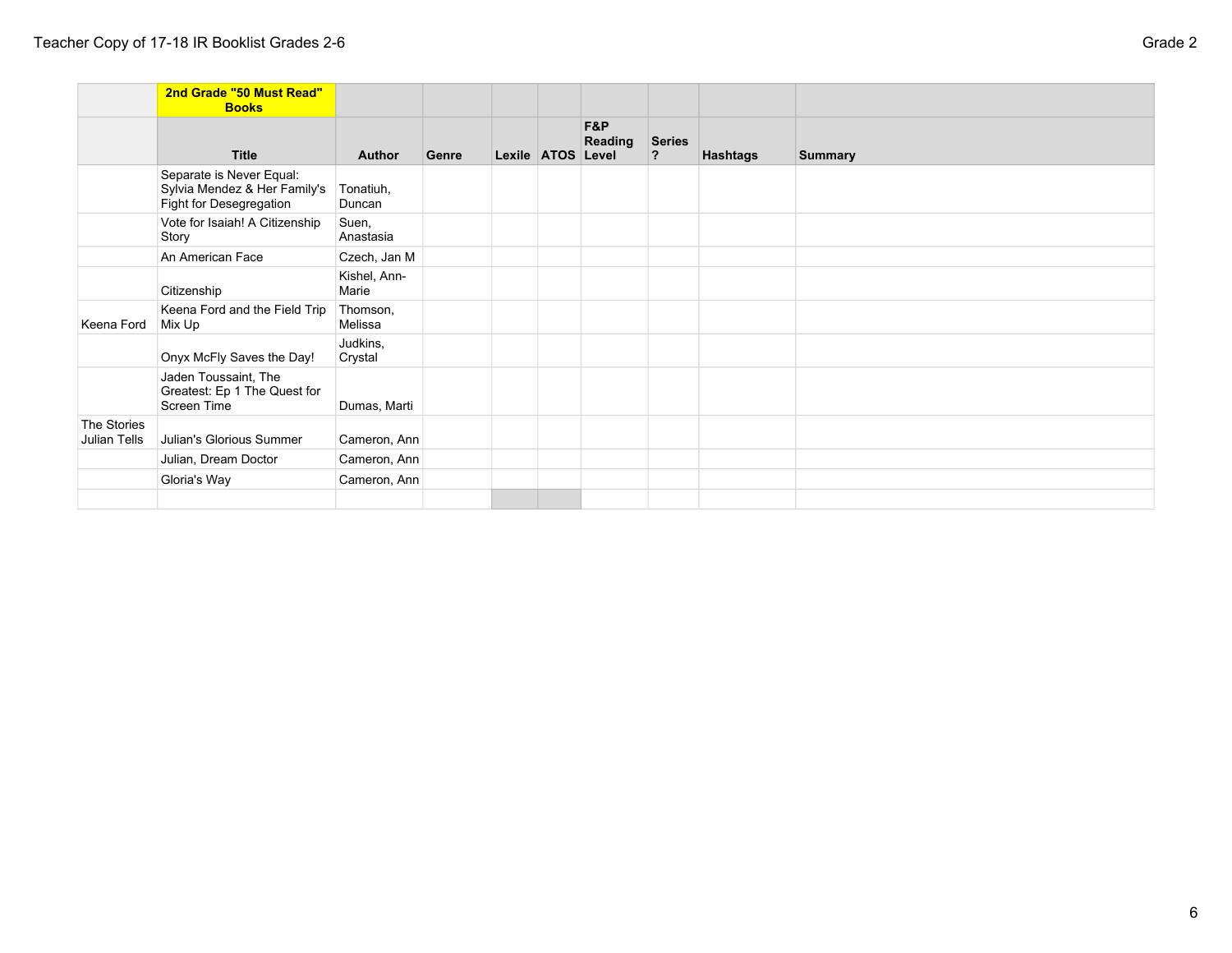| | 2nd Grade "50 Must Read" Books | | | | | | | | |
|---|---|---|---|---|---|---|---|---|---|
| | Title | Author | Genre | Lexile | ATOS | F&P Reading Level | Series ? | Hashtags | Summary |
| | Separate is Never Equal: Sylvia Mendez & Her Family's Fight for Desegregation | Tonatiuh, Duncan | | | | | | | |
| | Vote for Isaiah! A Citizenship Story | Suen, Anastasia | | | | | | | |
| | An American Face | Czech, Jan M | | | | | | | |
| | Citizenship | Kishel, Ann-Marie | | | | | | | |
| Keena Ford | Keena Ford and the Field Trip Mix Up | Thomson, Melissa | | | | | | | |
| | Onyx McFly Saves the Day! | Judkins, Crystal | | | | | | | |
| | Jaden Toussaint, The Greatest: Ep 1 The Quest for Screen Time | Dumas, Marti | | | | | | | |
| The Stories Julian Tells | Julian's Glorious Summer | Cameron, Ann | | | | | | | |
| | Julian, Dream Doctor | Cameron, Ann | | | | | | | |
| | Gloria's Way | Cameron, Ann | | | | | | | |
| | | | | | | | | | |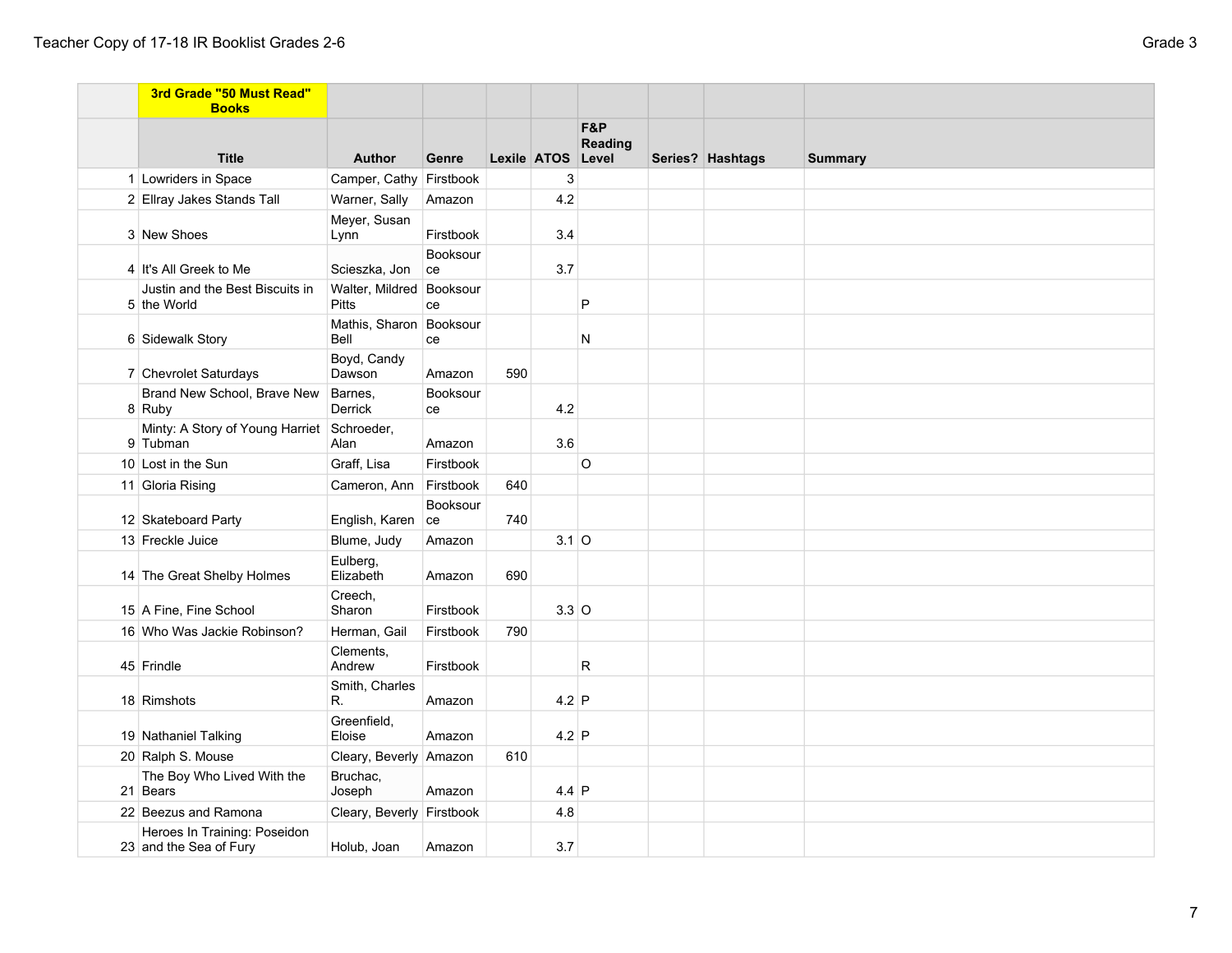|  | 3rd Grade "50 Must Read" Books |  |  |  |  |  |  |  |  |
|---|---|---|---|---|---|---|---|---|---|
|  | Title | Author | Genre | Lexile | ATOS | F&P Reading Level | Series? | Hashtags | Summary |
| 1 | Lowriders in Space | Camper, Cathy | Firstbook |  | 3 |  |  |  |  |
| 2 | Ellray Jakes Stands Tall | Warner, Sally | Amazon |  | 4.2 |  |  |  |  |
| 3 | New Shoes | Meyer, Susan Lynn | Firstbook |  | 3.4 |  |  |  |  |
| 4 | It's All Greek to Me | Scieszka, Jon | Booksource |  | 3.7 |  |  |  |  |
| 5 | Justin and the Best Biscuits in the World | Walter, Mildred Pitts | Booksource |  |  | P |  |  |  |
| 6 | Sidewalk Story | Mathis, Sharon Bell | Booksource |  |  | N |  |  |  |
| 7 | Chevrolet Saturdays | Boyd, Candy Dawson | Amazon | 590 |  |  |  |  |  |
| 8 | Brand New School, Brave New Ruby | Barnes, Derrick | Booksource |  | 4.2 |  |  |  |  |
| 9 | Minty: A Story of Young Harriet Tubman | Schroeder, Alan | Amazon |  | 3.6 |  |  |  |  |
| 10 | Lost in the Sun | Graff, Lisa | Firstbook |  |  | O |  |  |  |
| 11 | Gloria Rising | Cameron, Ann | Firstbook | 640 |  |  |  |  |  |
| 12 | Skateboard Party | English, Karen | Booksource | 740 |  |  |  |  |  |
| 13 | Freckle Juice | Blume, Judy | Amazon |  | 3.1 | O |  |  |  |
| 14 | The Great Shelby Holmes | Eulberg, Elizabeth | Amazon | 690 |  |  |  |  |  |
| 15 | A Fine, Fine School | Creech, Sharon | Firstbook |  | 3.3 | O |  |  |  |
| 16 | Who Was Jackie Robinson? | Herman, Gail | Firstbook | 790 |  |  |  |  |  |
| 45 | Frindle | Clements, Andrew | Firstbook |  |  | R |  |  |  |
| 18 | Rimshots | Smith, Charles R. | Amazon |  | 4.2 | P |  |  |  |
| 19 | Nathaniel Talking | Greenfield, Eloise | Amazon |  | 4.2 | P |  |  |  |
| 20 | Ralph S. Mouse | Cleary, Beverly | Amazon | 610 |  |  |  |  |  |
| 21 | The Boy Who Lived With the Bears | Bruchac, Joseph | Amazon |  | 4.4 | P |  |  |  |
| 22 | Beezus and Ramona | Cleary, Beverly | Firstbook |  | 4.8 |  |  |  |  |
| 23 | Heroes In Training: Poseidon and the Sea of Fury | Holub, Joan | Amazon |  | 3.7 |  |  |  |  |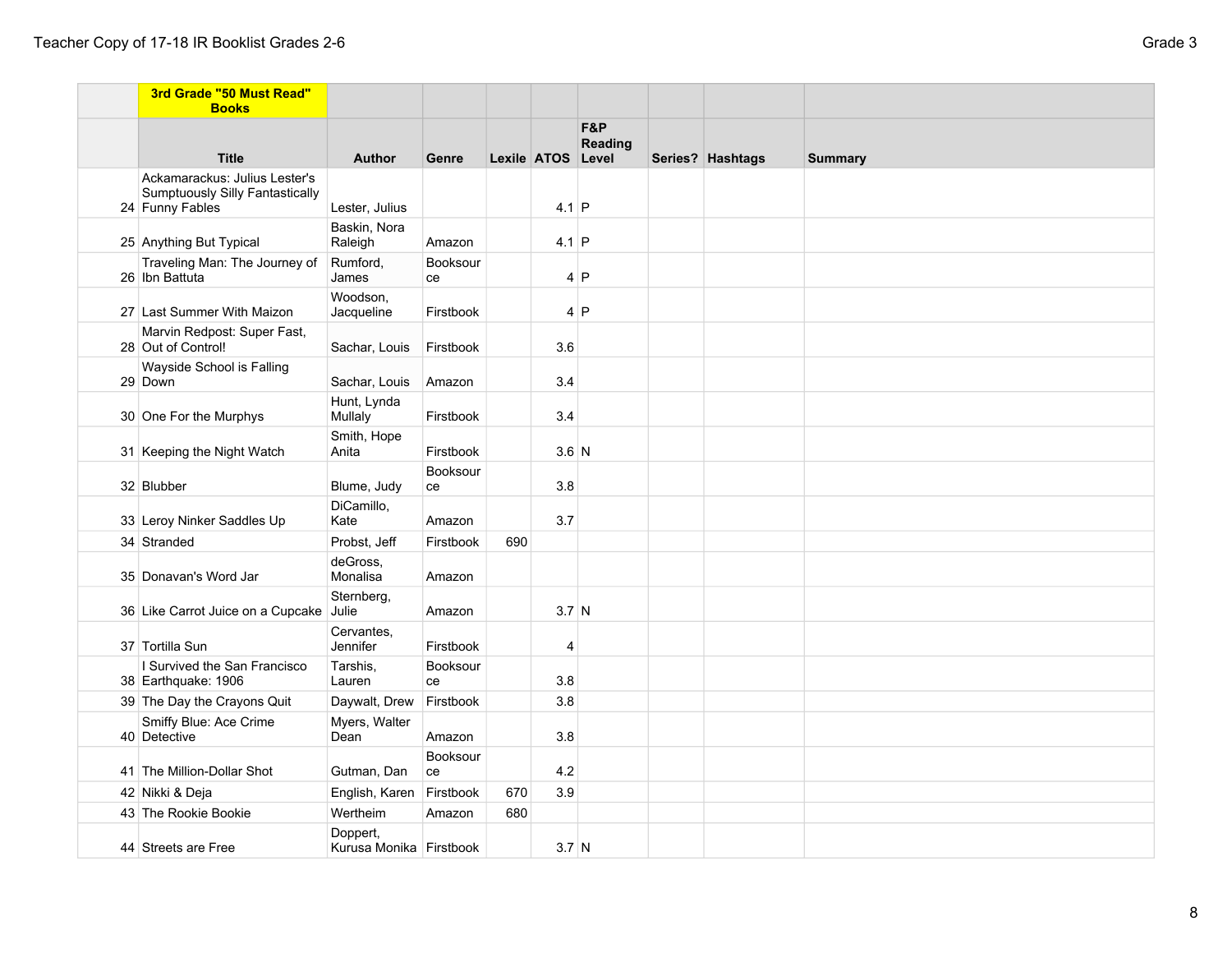| | 3rd Grade "50 Must Read" Books | | | | | | | | |
|---|---|---|---|---|---|---|---|---|---|
| | **Title** | **Author** | **Genre** | **Lexile** | **ATOS** | **F&P Reading Level** | **Series?** | **Hashtags** | **Summary** |
| 24 | Ackamarackus: Julius Lester's Sumptuously Silly Fantastically Funny Fables | Lester, Julius | | | 4.1 | P | | | |
| 25 | Anything But Typical | Baskin, Nora Raleigh | Amazon | | 4.1 | P | | | |
| 26 | Traveling Man: The Journey of Ibn Battuta | Rumford, James | Booksource | | 4 | P | | | |
| 27 | Last Summer With Maizon | Woodson, Jacqueline | Firstbook | | 4 | P | | | |
| 28 | Marvin Redpost: Super Fast, Out of Control! | Sachar, Louis | Firstbook | | 3.6 | | | | |
| 29 | Wayside School is Falling Down | Sachar, Louis | Amazon | | 3.4 | | | | |
| 30 | One For the Murphys | Hunt, Lynda Mullaly | Firstbook | | 3.4 | | | | |
| 31 | Keeping the Night Watch | Smith, Hope Anita | Firstbook | | 3.6 | N | | | |
| 32 | Blubber | Blume, Judy | Booksource | | 3.8 | | | | |
| 33 | Leroy Ninker Saddles Up | DiCamillo, Kate | Amazon | | 3.7 | | | | |
| 34 | Stranded | Probst, Jeff | Firstbook | 690 | | | | | |
| 35 | Donavan's Word Jar | deGross, Monalisa | Amazon | | | | | | |
| 36 | Like Carrot Juice on a Cupcake | Sternberg, Julie | Amazon | | 3.7 | N | | | |
| 37 | Tortilla Sun | Cervantes, Jennifer | Firstbook | | 4 | | | | |
| 38 | I Survived the San Francisco Earthquake: 1906 | Tarshis, Lauren | Booksource | | 3.8 | | | | |
| 39 | The Day the Crayons Quit | Daywalt, Drew | Firstbook | | 3.8 | | | | |
| 40 | Smiffy Blue: Ace Crime Detective | Myers, Walter Dean | Amazon | | 3.8 | | | | |
| 41 | The Million-Dollar Shot | Gutman, Dan | Booksource | | 4.2 | | | | |
| 42 | Nikki & Deja | English, Karen | Firstbook | 670 | 3.9 | | | | |
| 43 | The Rookie Bookie | Wertheim | Amazon | 680 | | | | | |
| 44 | Streets are Free | Doppert, Kurusa Monika | Firstbook | | 3.7 | N | | | |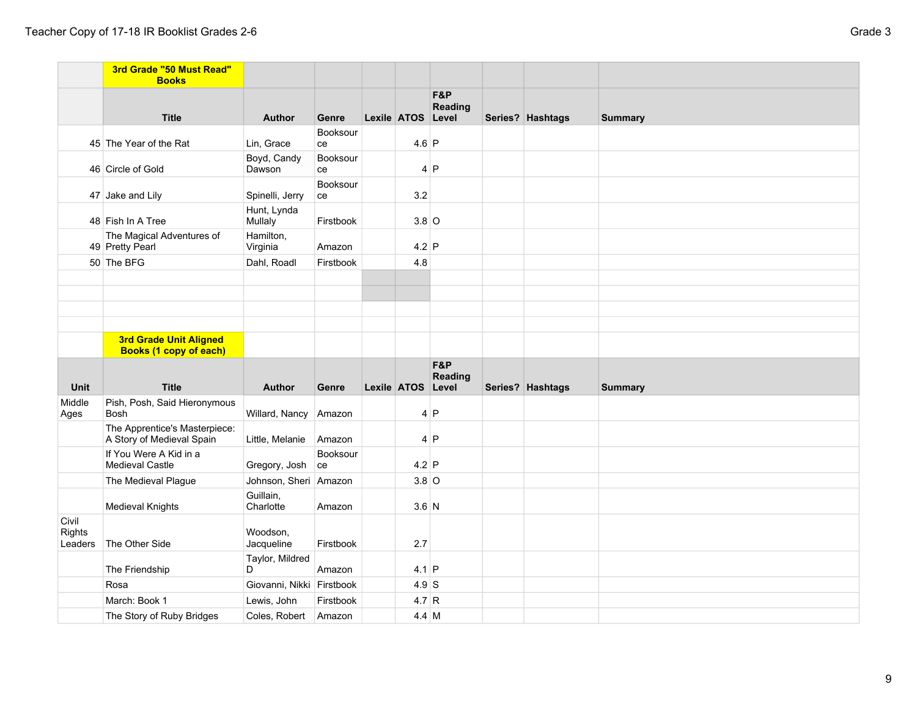| | 3rd Grade "50 Must Read" Books | | | | | | | | |
|---|---|---|---|---|---|---|---|---|---|
| | **Title** | **Author** | **Genre** | **Lexile** | **ATOS** | **F&P Reading Level** | **Series?** | **Hashtags** | **Summary** |
| 45 | The Year of the Rat | Lin, Grace | Booksource | | 4.6 | P | | | |
| 46 | Circle of Gold | Boyd, Candy Dawson | Booksource | | 4 | P | | | |
| 47 | Jake and Lily | Spinelli, Jerry | Booksource | | 3.2 | | | | |
| 48 | Fish In A Tree | Hunt, Lynda Mullaly | Firstbook | | 3.8 | O | | | |
| 49 | The Magical Adventures of Pretty Pearl | Hamilton, Virginia | Amazon | | 4.2 | P | | | |
| 50 | The BFG | Dahl, Roadl | Firstbook | | 4.8 | | | | |

| | 3rd Grade Unit Aligned Books (1 copy of each) | | | | | | | | |
|---|---|---|---|---|---|---|---|---|---|
| **Unit** | **Title** | **Author** | **Genre** | **Lexile** | **ATOS** | **F&P Reading Level** | **Series?** | **Hashtags** | **Summary** |
| Middle Ages | Pish, Posh, Said Hieronymous Bosh | Willard, Nancy | Amazon | | 4 | P | | | |
| | The Apprentice's Masterpiece: A Story of Medieval Spain | Little, Melanie | Amazon | | 4 | P | | | |
| | If You Were A Kid in a Medieval Castle | Gregory, Josh | Booksource | | 4.2 | P | | | |
| | The Medieval Plague | Johnson, Sheri | Amazon | | 3.8 | O | | | |
| | Medieval Knights | Guillain, Charlotte | Amazon | | 3.6 | N | | | |
| Civil Rights Leaders | The Other Side | Woodson, Jacqueline | Firstbook | | 2.7 | | | | |
| | The Friendship | Taylor, Mildred D | Amazon | | 4.1 | P | | | |
| | Rosa | Giovanni, Nikki | Firstbook | | 4.9 | S | | | |
| | March: Book 1 | Lewis, John | Firstbook | | 4.7 | R | | | |
| | The Story of Ruby Bridges | Coles, Robert | Amazon | | 4.4 | M | | | |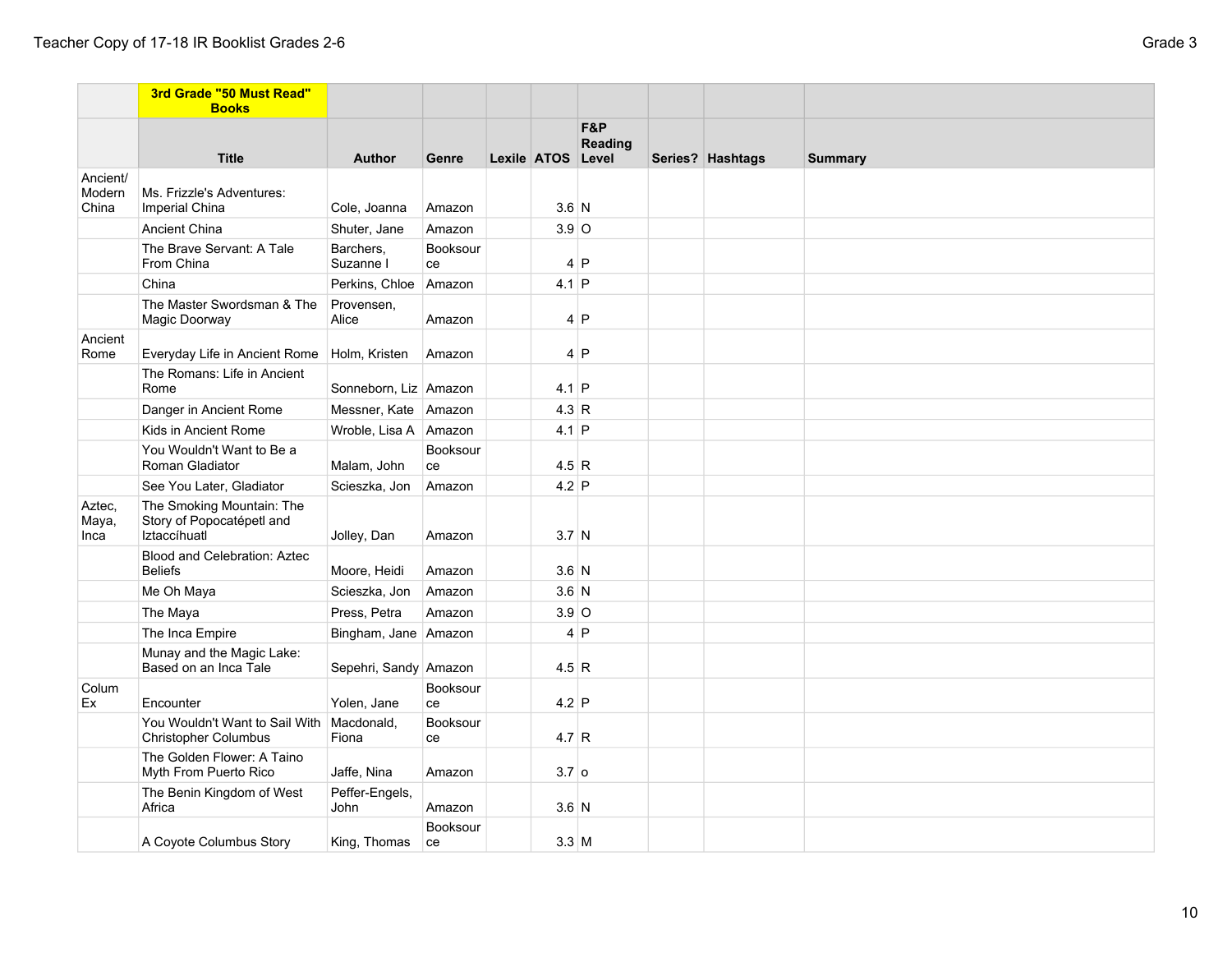| | 3rd Grade "50 Must Read" Books | | | | | | | | |
|---|---|---|---|---|---|---|---|---|---|
| | Title | Author | Genre | Lexile | ATOS | F&P Reading Level | Series? | Hashtags | Summary |
| Ancient/ Modern China | Ms. Frizzle's Adventures: Imperial China | Cole, Joanna | Amazon | | 3.6 | N | | | |
| | Ancient China | Shuter, Jane | Amazon | | 3.9 | O | | | |
| | The Brave Servant: A Tale From China | Barchers, Suzanne I | Booksource | | 4 | P | | | |
| | China | Perkins, Chloe | Amazon | | 4.1 | P | | | |
| | The Master Swordsman & The Magic Doorway | Provensen, Alice | Amazon | | 4 | P | | | |
| Ancient Rome | Everyday Life in Ancient Rome | Holm, Kristen | Amazon | | 4 | P | | | |
| | The Romans: Life in Ancient Rome | Sonneborn, Liz | Amazon | | 4.1 | P | | | |
| | Danger in Ancient Rome | Messner, Kate | Amazon | | 4.3 | R | | | |
| | Kids in Ancient Rome | Wroble, Lisa A | Amazon | | 4.1 | P | | | |
| | You Wouldn't Want to Be a Roman Gladiator | Malam, John | Booksource | | 4.5 | R | | | |
| | See You Later, Gladiator | Scieszka, Jon | Amazon | | 4.2 | P | | | |
| Aztec, Maya, Inca | The Smoking Mountain: The Story of Popocatépetl and Iztaccíhuatl | Jolley, Dan | Amazon | | 3.7 | N | | | |
| | Blood and Celebration: Aztec Beliefs | Moore, Heidi | Amazon | | 3.6 | N | | | |
| | Me Oh Maya | Scieszka, Jon | Amazon | | 3.6 | N | | | |
| | The Maya | Press, Petra | Amazon | | 3.9 | O | | | |
| | The Inca Empire | Bingham, Jane | Amazon | | 4 | P | | | |
| | Munay and the Magic Lake: Based on an Inca Tale | Sepehri, Sandy | Amazon | | 4.5 | R | | | |
| Colum Ex | Encounter | Yolen, Jane | Booksource | | 4.2 | P | | | |
| | You Wouldn't Want to Sail With Christopher Columbus | Macdonald, Fiona | Booksource | | 4.7 | R | | | |
| | The Golden Flower: A Taino Myth From Puerto Rico | Jaffe, Nina | Amazon | | 3.7 | o | | | |
| | The Benin Kingdom of West Africa | Peffer-Engels, John | Amazon | | 3.6 | N | | | |
| | A Coyote Columbus Story | King, Thomas | Booksource | | 3.3 | M | | | |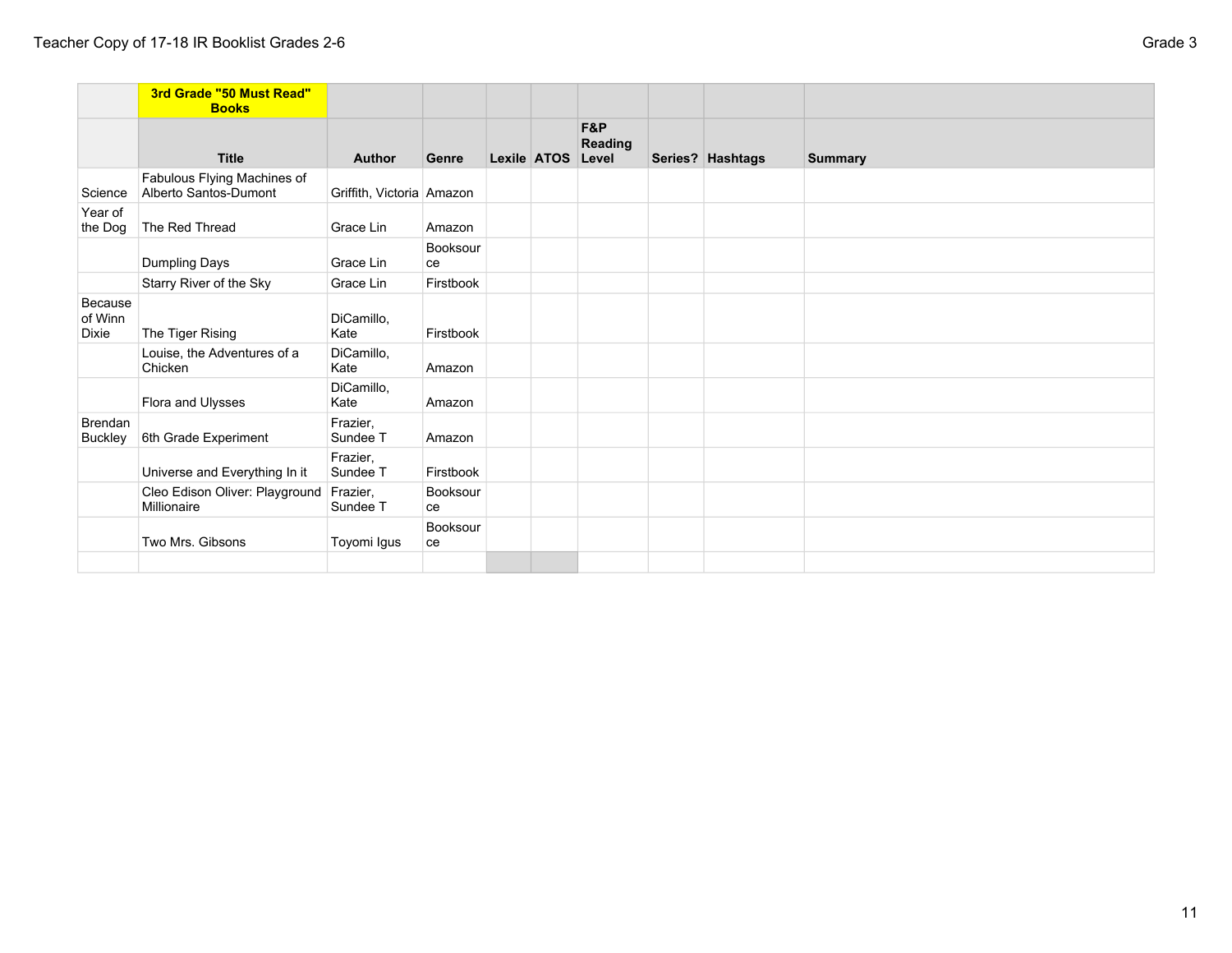| | 3rd Grade "50 Must Read" Books | | | | | | | | |
|---|---|---|---|---|---|---|---|---|---|
| | Title | Author | Genre | Lexile | ATOS | F&P Reading Level | Series? | Hashtags | Summary |
| Science | Fabulous Flying Machines of Alberto Santos-Dumont | Griffith, Victoria | Amazon | | | | | | |
| Year of the Dog | The Red Thread | Grace Lin | Amazon | | | | | | |
| | Dumpling Days | Grace Lin | Booksource | | | | | | |
| | Starry River of the Sky | Grace Lin | Firstbook | | | | | | |
| Because of Winn Dixie | The Tiger Rising | DiCamillo, Kate | Firstbook | | | | | | |
| | Louise, the Adventures of a Chicken | DiCamillo, Kate | Amazon | | | | | | |
| | Flora and Ulysses | DiCamillo, Kate | Amazon | | | | | | |
| Brendan Buckley | 6th Grade Experiment | Frazier, Sundee T | Amazon | | | | | | |
| | Universe and Everything In it | Frazier, Sundee T | Firstbook | | | | | | |
| | Cleo Edison Oliver: Playground Millionaire | Frazier, Sundee T | Booksource | | | | | | |
| | Two Mrs. Gibsons | Toyomi Igus | Booksource | | | | | | |
| | | | | | | | | | |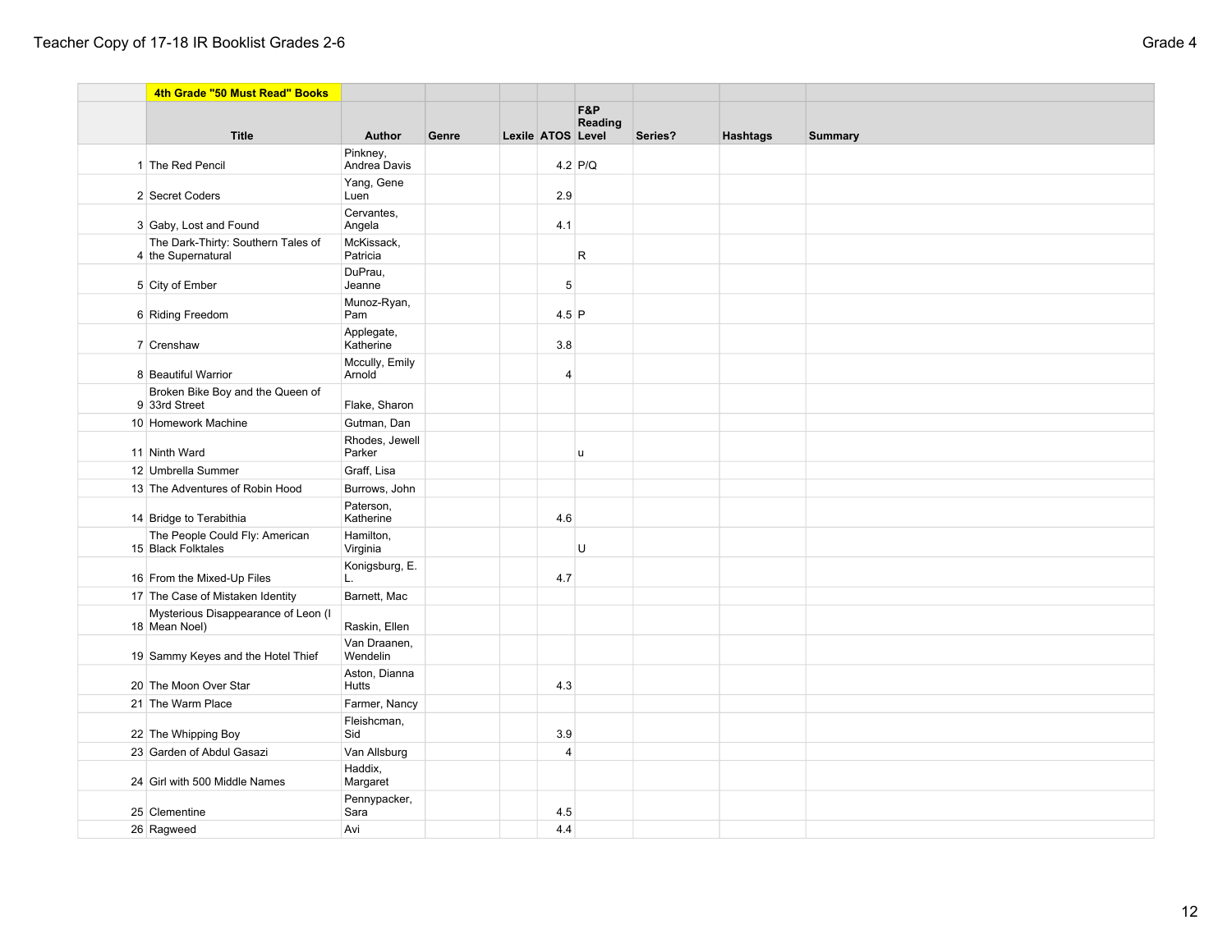| | 4th Grade "50 Must Read" Books | | | | | | | | |
|---|---|---|---|---|---|---|---|---|---|
| | Title | Author | Genre | Lexile | ATOS | F&P Reading Level | Series? | Hashtags | Summary |
| 1 | The Red Pencil | Pinkney, Andrea Davis | | | 4.2 | P/Q | | | |
| 2 | Secret Coders | Yang, Gene Luen | | | 2.9 | | | | |
| 3 | Gaby, Lost and Found | Cervantes, Angela | | | 4.1 | | | | |
| 4 | The Dark-Thirty: Southern Tales of the Supernatural | McKissack, Patricia | | | | R | | | |
| 5 | City of Ember | DuPrau, Jeanne | | | 5 | | | | |
| 6 | Riding Freedom | Munoz-Ryan, Pam | | | 4.5 | P | | | |
| 7 | Crenshaw | Applegate, Katherine | | | 3.8 | | | | |
| 8 | Beautiful Warrior | Mccully, Emily Arnold | | | 4 | | | | |
| 9 | Broken Bike Boy and the Queen of 33rd Street | Flake, Sharon | | | | | | | |
| 10 | Homework Machine | Gutman, Dan | | | | | | | |
| 11 | Ninth Ward | Rhodes, Jewell Parker | | | | u | | | |
| 12 | Umbrella Summer | Graff, Lisa | | | | | | | |
| 13 | The Adventures of Robin Hood | Burrows, John | | | | | | | |
| 14 | Bridge to Terabithia | Paterson, Katherine | | | 4.6 | | | | |
| 15 | The People Could Fly: American Black Folktales | Hamilton, Virginia | | | | U | | | |
| 16 | From the Mixed-Up Files | Konigsburg, E. L. | | | 4.7 | | | | |
| 17 | The Case of Mistaken Identity | Barnett, Mac | | | | | | | |
| 18 | Mysterious Disappearance of Leon (I Mean Noel) | Raskin, Ellen | | | | | | | |
| 19 | Sammy Keyes and the Hotel Thief | Van Draanen, Wendelin | | | | | | | |
| 20 | The Moon Over Star | Aston, Dianna Hutts | | | 4.3 | | | | |
| 21 | The Warm Place | Farmer, Nancy | | | | | | | |
| 22 | The Whipping Boy | Fleishcman, Sid | | | 3.9 | | | | |
| 23 | Garden of Abdul Gasazi | Van Allsburg | | | 4 | | | | |
| 24 | Girl with 500 Middle Names | Haddix, Margaret | | | | | | | |
| 25 | Clementine | Pennypacker, Sara | | | 4.5 | | | | |
| 26 | Ragweed | Avi | | | 4.4 | | | | |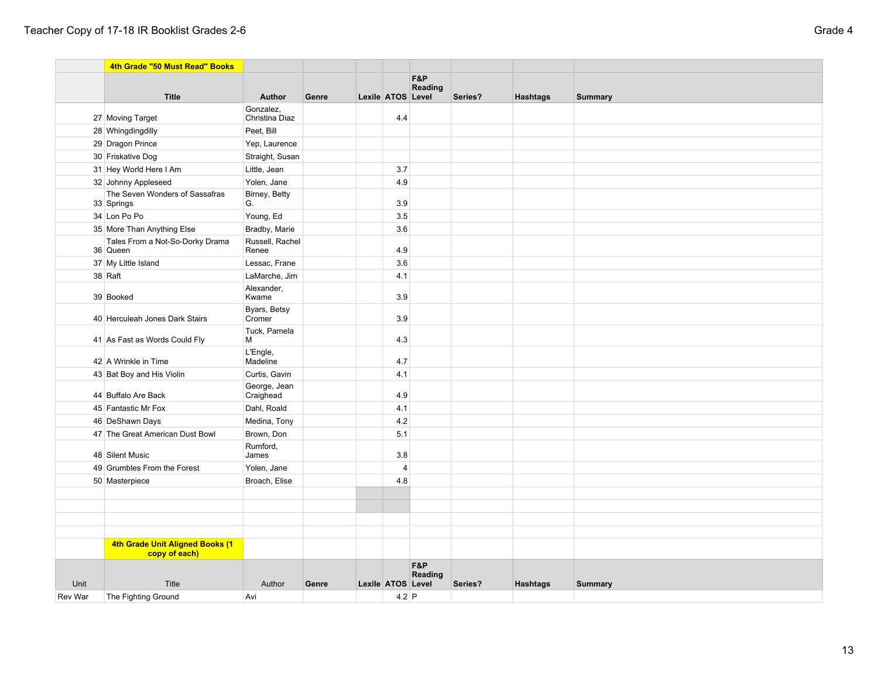| | 4th Grade "50 Must Read" Books | | | | | | | | |
|---|---|---|---|---|---|---|---|---|---|
| | Title | Author | Genre | Lexile | ATOS | F&P Reading Level | Series? | Hashtags | Summary |
| 27 | Moving Target | Gonzalez, Christina Diaz | | | 4.4 | | | | |
| 28 | Whingdingdilly | Peet, Bill | | | | | | | |
| 29 | Dragon Prince | Yep, Laurence | | | | | | | |
| 30 | Friskative Dog | Straight, Susan | | | | | | | |
| 31 | Hey World Here I Am | Little, Jean | | | 3.7 | | | | |
| 32 | Johnny Appleseed | Yolen, Jane | | | 4.9 | | | | |
| 33 | The Seven Wonders of Sassafras Springs | Birney, Betty G. | | | 3.9 | | | | |
| 34 | Lon Po Po | Young, Ed | | | 3.5 | | | | |
| 35 | More Than Anything Else | Bradby, Marie | | | 3.6 | | | | |
| 36 | Tales From a Not-So-Dorky Drama Queen | Russell, Rachel Renee | | | 4.9 | | | | |
| 37 | My Little Island | Lessac, Frane | | | 3.6 | | | | |
| 38 | Raft | LaMarche, Jim | | | 4.1 | | | | |
| 39 | Booked | Alexander, Kwame | | | 3.9 | | | | |
| 40 | Herculeah Jones Dark Stairs | Byars, Betsy Cromer | | | 3.9 | | | | |
| 41 | As Fast as Words Could Fly | Tuck, Pamela M | | | 4.3 | | | | |
| 42 | A Wrinkle in Time | L'Engle, Madeline | | | 4.7 | | | | |
| 43 | Bat Boy and His Violin | Curtis, Gavin | | | 4.1 | | | | |
| 44 | Buffalo Are Back | George, Jean Craighead | | | 4.9 | | | | |
| 45 | Fantastic Mr Fox | Dahl, Roald | | | 4.1 | | | | |
| 46 | DeShawn Days | Medina, Tony | | | 4.2 | | | | |
| 47 | The Great American Dust Bowl | Brown, Don | | | 5.1 | | | | |
| 48 | Silent Music | Rumford, James | | | 3.8 | | | | |
| 49 | Grumbles From the Forest | Yolen, Jane | | | 4 | | | | |
| 50 | Masterpiece | Broach, Elise | | | 4.8 | | | | |

| | 4th Grade Unit Aligned Books (1 copy of each) | | | | | | | | |
|---|---|---|---|---|---|---|---|---|---|
| Unit | Title | Author | Genre | Lexile | ATOS | F&P Reading Level | Series? | Hashtags | Summary |
| Rev War | The Fighting Ground | Avi | | | 4.2 | P | | | |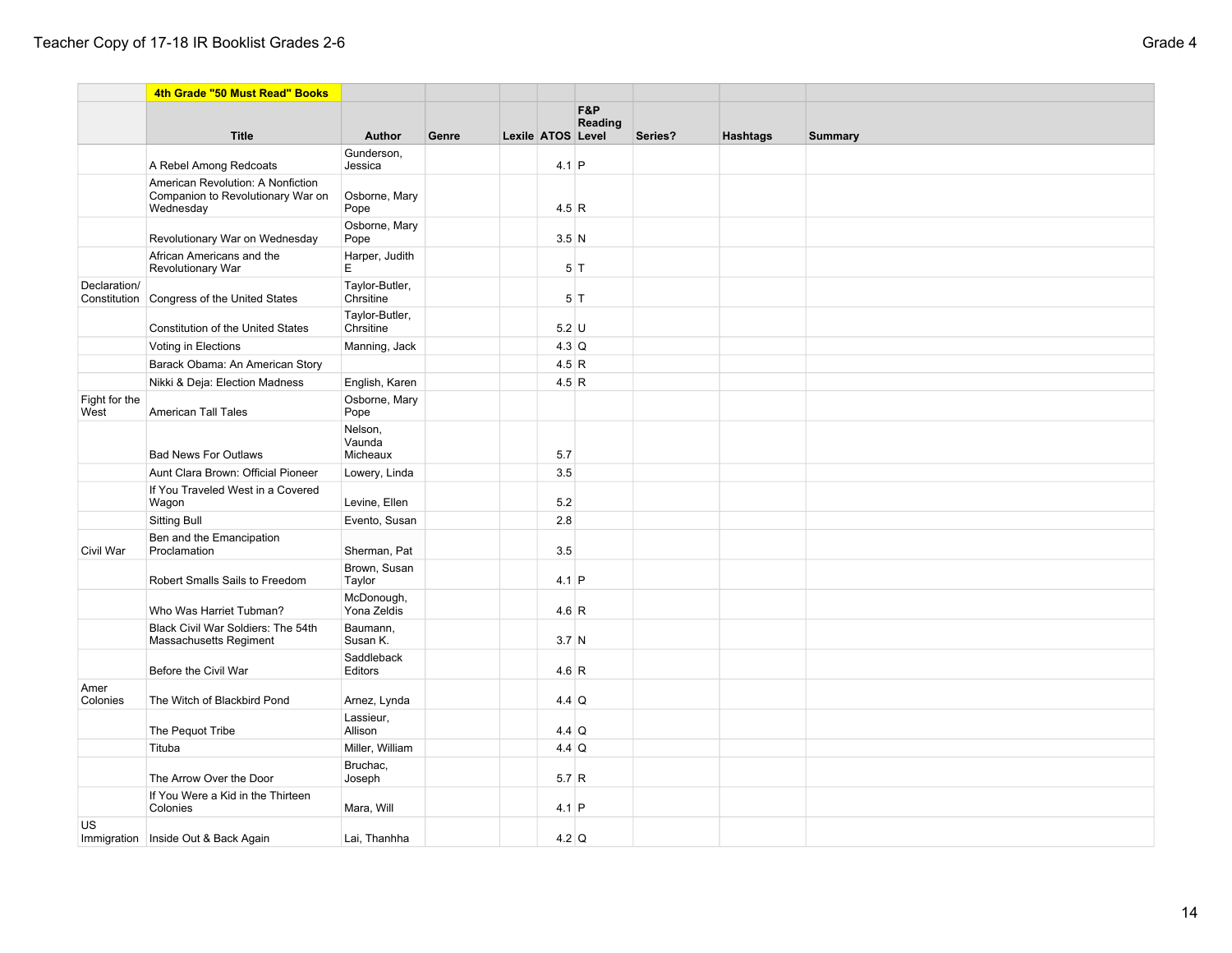| | 4th Grade "50 Must Read" Books | | | | | | | | |
|---|---|---|---|---|---|---|---|---|---|
| | Title | Author | Genre | Lexile | ATOS | F&P Reading Level | Series? | Hashtags | Summary |
| | A Rebel Among Redcoats | Gunderson, Jessica | | | 4.1 | P | | | |
| | American Revolution: A Nonfiction Companion to Revolutionary War on Wednesday | Osborne, Mary Pope | | | 4.5 | R | | | |
| | Revolutionary War on Wednesday | Osborne, Mary Pope | | | 3.5 | N | | | |
| | African Americans and the Revolutionary War | Harper, Judith E | | | 5 | T | | | |
| Declaration/ Constitution | Congress of the United States | Taylor-Butler, Chrsitine | | | 5 | T | | | |
| | Constitution of the United States | Taylor-Butler, Chrsitine | | | 5.2 | U | | | |
| | Voting in Elections | Manning, Jack | | | 4.3 | Q | | | |
| | Barack Obama: An American Story | | | | 4.5 | R | | | |
| | Nikki & Deja: Election Madness | English, Karen | | | 4.5 | R | | | |
| Fight for the West | American Tall Tales | Osborne, Mary Pope | | | | | | | |
| | Bad News For Outlaws | Nelson, Vaunda Micheaux | | | 5.7 | | | | |
| | Aunt Clara Brown: Official Pioneer | Lowery, Linda | | | 3.5 | | | | |
| | If You Traveled West in a Covered Wagon | Levine, Ellen | | | 5.2 | | | | |
| | Sitting Bull | Evento, Susan | | | 2.8 | | | | |
| Civil War | Ben and the Emancipation Proclamation | Sherman, Pat | | | 3.5 | | | | |
| | Robert Smalls Sails to Freedom | Brown, Susan Taylor | | | 4.1 | P | | | |
| | Who Was Harriet Tubman? | McDonough, Yona Zeldis | | | 4.6 | R | | | |
| | Black Civil War Soldiers: The 54th Massachusetts Regiment | Baumann, Susan K. | | | 3.7 | N | | | |
| | Before the Civil War | Saddleback Editors | | | 4.6 | R | | | |
| Amer Colonies | The Witch of Blackbird Pond | Arnez, Lynda | | | 4.4 | Q | | | |
| | The Pequot Tribe | Lassieur, Allison | | | 4.4 | Q | | | |
| | Tituba | Miller, William | | | 4.4 | Q | | | |
| | The Arrow Over the Door | Bruchac, Joseph | | | 5.7 | R | | | |
| | If You Were a Kid in the Thirteen Colonies | Mara, Will | | | 4.1 | P | | | |
| US Immigration | Inside Out & Back Again | Lai, Thanhha | | | 4.2 | Q | | | |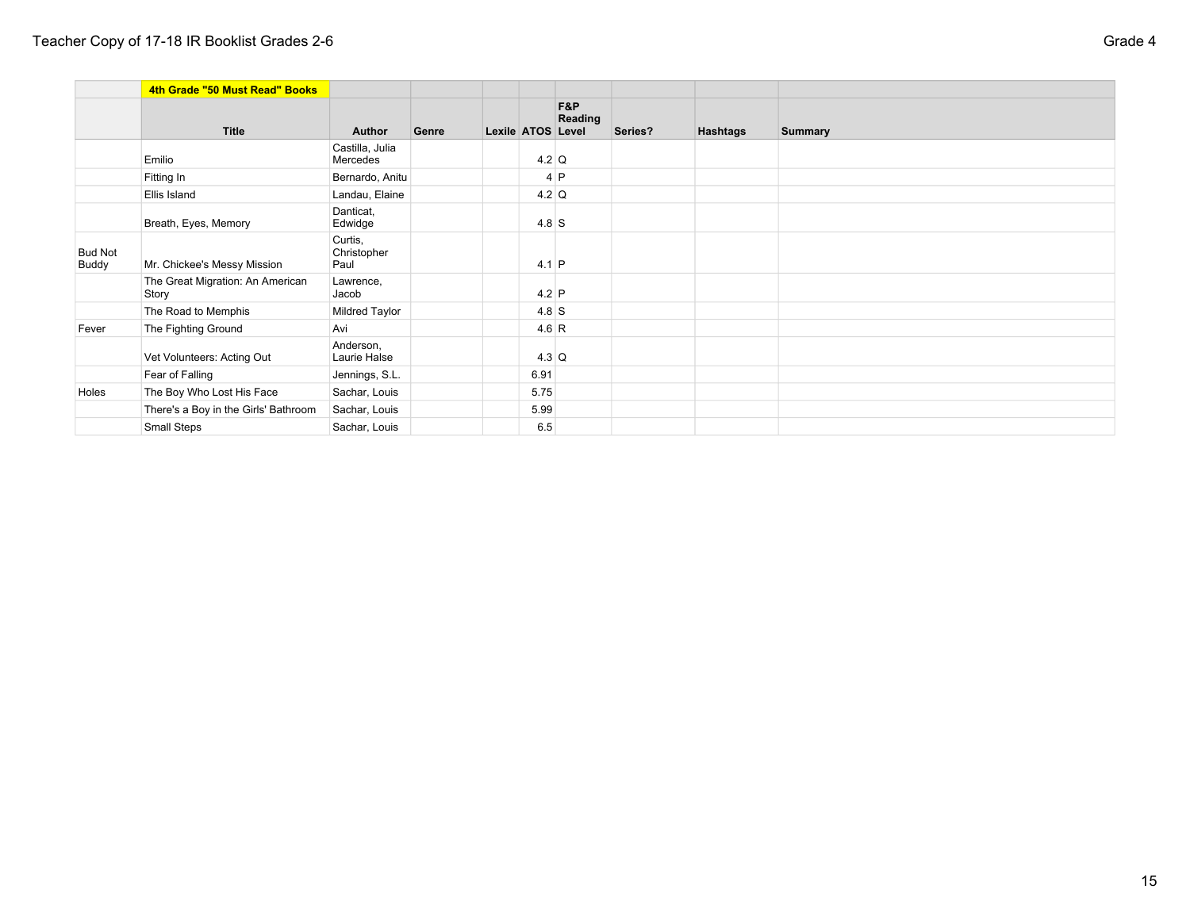| | 4th Grade "50 Must Read" Books | | | | | | | | |
|---|---|---|---|---|---|---|---|---|---|
| | Title | Author | Genre | Lexile | ATOS | F&P Reading Level | Series? | Hashtags | Summary |
| | Emilio | Castilla, Julia Mercedes | | | 4.2 | Q | | | |
| | Fitting In | Bernardo, Anitu | | | 4 | P | | | |
| | Ellis Island | Landau, Elaine | | | 4.2 | Q | | | |
| | Breath, Eyes, Memory | Danticat, Edwidge | | | 4.8 | S | | | |
| Bud Not Buddy | Mr. Chickee's Messy Mission | Curtis, Christopher Paul | | | 4.1 | P | | | |
| | The Great Migration: An American Story | Lawrence, Jacob | | | 4.2 | P | | | |
| | The Road to Memphis | Mildred Taylor | | | 4.8 | S | | | |
| Fever | The Fighting Ground | Avi | | | 4.6 | R | | | |
| | Vet Volunteers: Acting Out | Anderson, Laurie Halse | | | 4.3 | Q | | | |
| | Fear of Falling | Jennings, S.L. | | | 6.91 | | | | |
| Holes | The Boy Who Lost His Face | Sachar, Louis | | | 5.75 | | | | |
| | There's a Boy in the Girls' Bathroom | Sachar, Louis | | | 5.99 | | | | |
| | Small Steps | Sachar, Louis | | | 6.5 | | | | |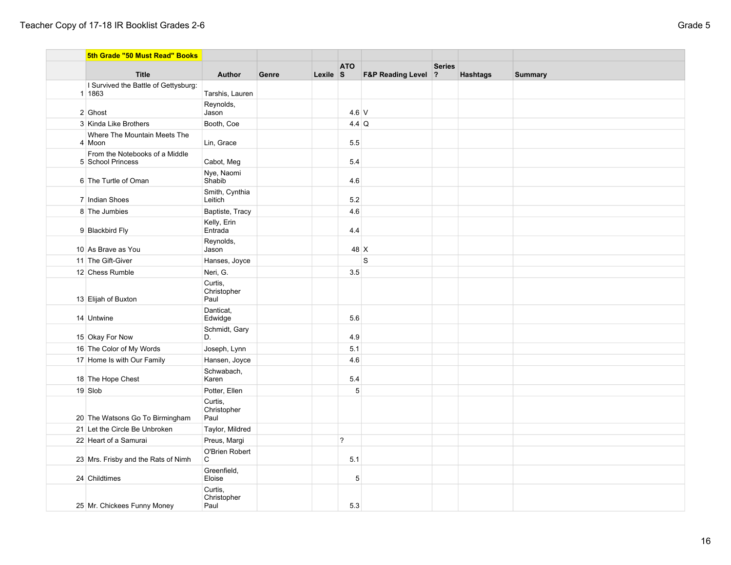| | 5th Grade "50 Must Read" Books | | | | | | | | |
|---|---|---|---|---|---|---|---|---|---|
| | **Title** | **Author** | **Genre** | **Lexile** | **ATOS** | **F&P Reading Level** | **Series?** | **Hashtags** | **Summary** |
| 1 | I Survived the Battle of Gettysburg: 1863 | Tarshis, Lauren | | | | | | | |
| 2 | Ghost | Reynolds, Jason | | | 4.6 | V | | | |
| 3 | Kinda Like Brothers | Booth, Coe | | | 4.4 | Q | | | |
| 4 | Where The Mountain Meets The Moon | Lin, Grace | | | 5.5 | | | | |
| 5 | From the Notebooks of a Middle School Princess | Cabot, Meg | | | 5.4 | | | | |
| 6 | The Turtle of Oman | Nye, Naomi Shabib | | | 4.6 | | | | |
| 7 | Indian Shoes | Smith, Cynthia Leitich | | | 5.2 | | | | |
| 8 | The Jumbies | Baptiste, Tracy | | | 4.6 | | | | |
| 9 | Blackbird Fly | Kelly, Erin Entrada | | | 4.4 | | | | |
| 10 | As Brave as You | Reynolds, Jason | | | 48 | X | | | |
| 11 | The Gift-Giver | Hanses, Joyce | | | | S | | | |
| 12 | Chess Rumble | Neri, G. | | | 3.5 | | | | |
| 13 | Elijah of Buxton | Curtis, Christopher Paul | | | | | | | |
| 14 | Untwine | Danticat, Edwidge | | | 5.6 | | | | |
| 15 | Okay For Now | Schmidt, Gary D. | | | 4.9 | | | | |
| 16 | The Color of My Words | Joseph, Lynn | | | 5.1 | | | | |
| 17 | Home Is with Our Family | Hansen, Joyce | | | 4.6 | | | | |
| 18 | The Hope Chest | Schwabach, Karen | | | 5.4 | | | | |
| 19 | Slob | Potter, Ellen | | | 5 | | | | |
| 20 | The Watsons Go To Birmingham | Curtis, Christopher Paul | | | | | | | |
| 21 | Let the Circle Be Unbroken | Taylor, Mildred | | | | | | | |
| 22 | Heart of a Samurai | Preus, Margi | | | ? | | | | |
| 23 | Mrs. Frisby and the Rats of Nimh | O'Brien Robert C | | | 5.1 | | | | |
| 24 | Childtimes | Greenfield, Eloise | | | 5 | | | | |
| 25 | Mr. Chickees Funny Money | Curtis, Christopher Paul | | | 5.3 | | | | |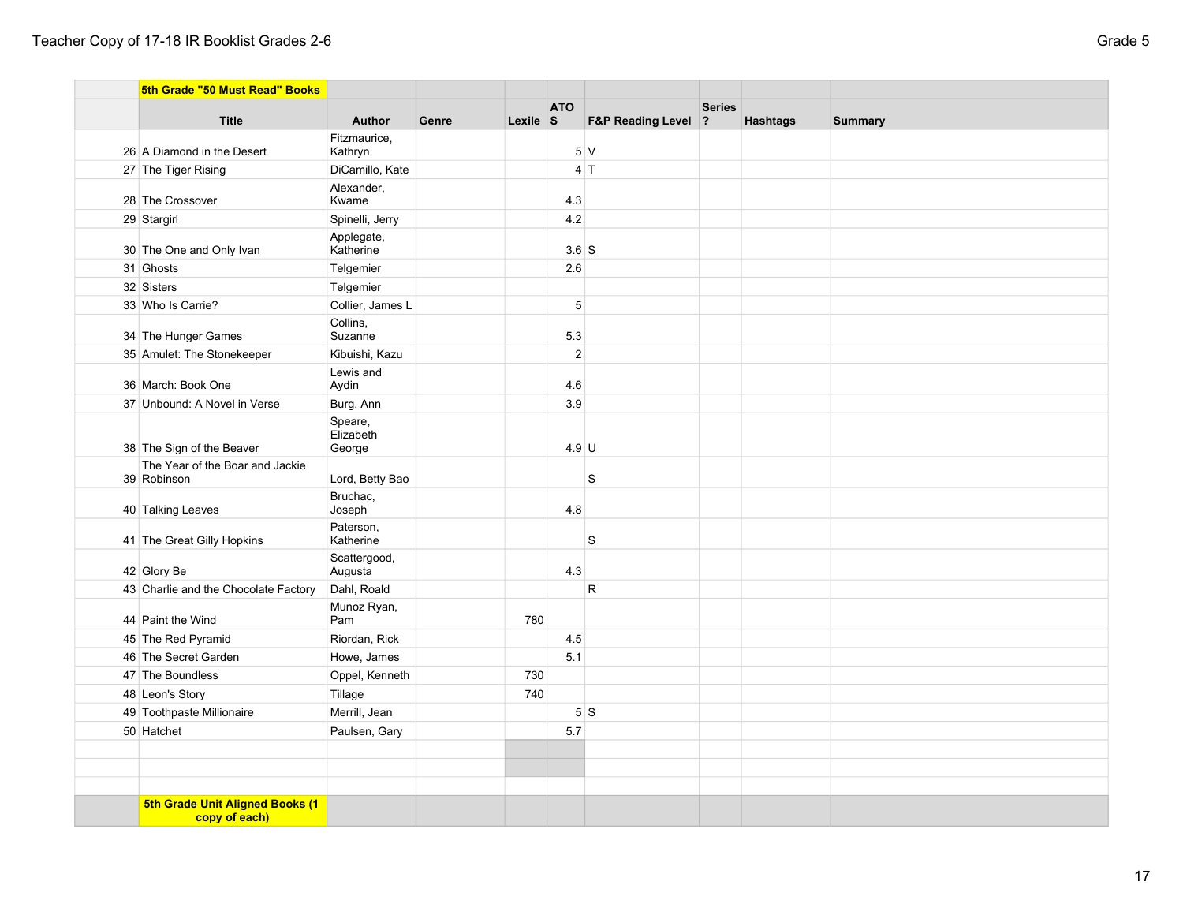| | 5th Grade "50 Must Read" Books | | | | | | | | |
|---|---|---|---|---|---|---|---|---|---|
| | Title | Author | Genre | Lexile | ATOS | F&P Reading Level | Series ? | Hashtags | Summary |
| 26 | A Diamond in the Desert | Fitzmaurice, Kathryn | | | 5 | V | | | |
| 27 | The Tiger Rising | DiCamillo, Kate | | | 4 | T | | | |
| 28 | The Crossover | Alexander, Kwame | | | 4.3 | | | | |
| 29 | Stargirl | Spinelli, Jerry | | | 4.2 | | | | |
| 30 | The One and Only Ivan | Applegate, Katherine | | | 3.6 | S | | | |
| 31 | Ghosts | Telgemier | | | 2.6 | | | | |
| 32 | Sisters | Telgemier | | | | | | | |
| 33 | Who Is Carrie? | Collier, James L | | | 5 | | | | |
| 34 | The Hunger Games | Collins, Suzanne | | | 5.3 | | | | |
| 35 | Amulet: The Stonekeeper | Kibuishi, Kazu | | | 2 | | | | |
| 36 | March: Book One | Lewis and Aydin | | | 4.6 | | | | |
| 37 | Unbound: A Novel in Verse | Burg, Ann | | | 3.9 | | | | |
| 38 | The Sign of the Beaver | Speare, Elizabeth George | | | 4.9 | U | | | |
| 39 | The Year of the Boar and Jackie Robinson | Lord, Betty Bao | | | | S | | | |
| 40 | Talking Leaves | Bruchac, Joseph | | | 4.8 | | | | |
| 41 | The Great Gilly Hopkins | Paterson, Katherine | | | | S | | | |
| 42 | Glory Be | Scattergood, Augusta | | | 4.3 | | | | |
| 43 | Charlie and the Chocolate Factory | Dahl, Roald | | | | R | | | |
| 44 | Paint the Wind | Munoz Ryan, Pam | | 780 | | | | | |
| 45 | The Red Pyramid | Riordan, Rick | | | 4.5 | | | | |
| 46 | The Secret Garden | Howe, James | | | 5.1 | | | | |
| 47 | The Boundless | Oppel, Kenneth | | 730 | | | | | |
| 48 | Leon's Story | Tillage | | 740 | | | | | |
| 49 | Toothpaste Millionaire | Merrill, Jean | | | 5 | S | | | |
| 50 | Hatchet | Paulsen, Gary | | | 5.7 | | | | |
| | | | | | | | | | |
| | | | | | | | | | |
| | | | | | | | | | |
| | 5th Grade Unit Aligned Books (1 copy of each) | | | | | | | | |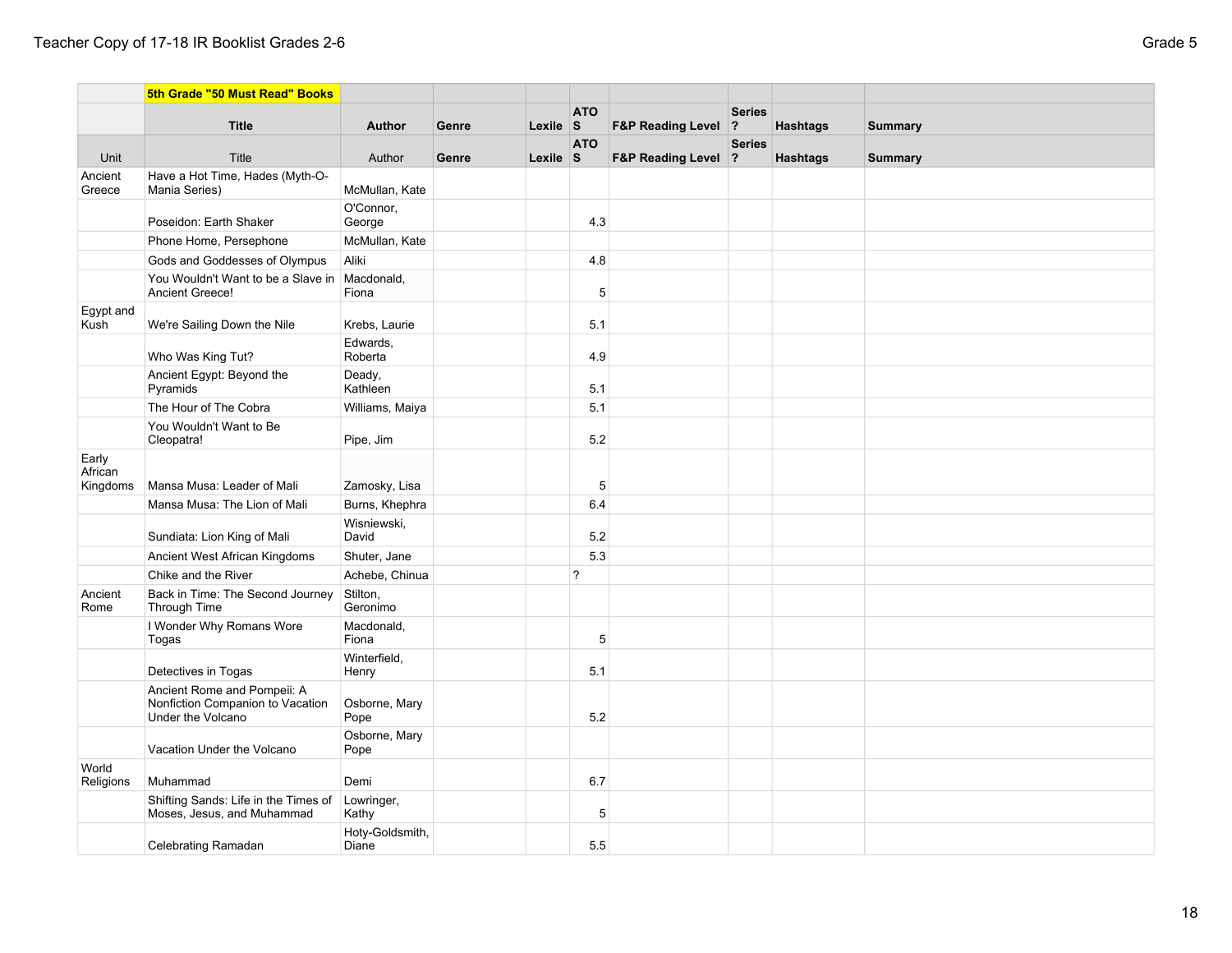| | 5th Grade "50 Must Read" Books | | | | | | | | |
|---|---|---|---|---|---|---|---|---|---|
| | **Title** | **Author** | **Genre** | **Lexile** | **ATOS** | **F&P Reading Level** | **Series ?** | **Hashtags** | **Summary** |
| Unit | Title | Author | **Genre** | **Lexile** | **ATOS** | **F&P Reading Level** | **Series ?** | **Hashtags** | **Summary** |
| Ancient Greece | Have a Hot Time, Hades (Myth-O-Mania Series) | McMullan, Kate | | | | | | | |
| | Poseidon: Earth Shaker | O'Connor, George | | | 4.3 | | | | |
| | Phone Home, Persephone | McMullan, Kate | | | | | | | |
| | Gods and Goddesses of Olympus | Aliki | | | 4.8 | | | | |
| | You Wouldn't Want to be a Slave in Ancient Greece! | Macdonald, Fiona | | | 5 | | | | |
| Egypt and Kush | We're Sailing Down the Nile | Krebs, Laurie | | | 5.1 | | | | |
| | Who Was King Tut? | Edwards, Roberta | | | 4.9 | | | | |
| | Ancient Egypt: Beyond the Pyramids | Deady, Kathleen | | | 5.1 | | | | |
| | The Hour of The Cobra | Williams, Maiya | | | 5.1 | | | | |
| | You Wouldn't Want to Be Cleopatra! | Pipe, Jim | | | 5.2 | | | | |
| Early African Kingdoms | Mansa Musa: Leader of Mali | Zamosky, Lisa | | | 5 | | | | |
| | Mansa Musa: The Lion of Mali | Burns, Khephra | | | 6.4 | | | | |
| | Sundiata: Lion King of Mali | Wisniewski, David | | | 5.2 | | | | |
| | Ancient West African Kingdoms | Shuter, Jane | | | 5.3 | | | | |
| | Chike and the River | Achebe, Chinua | | | ? | | | | |
| Ancient Rome | Back in Time: The Second Journey Through Time | Stilton, Geronimo | | | | | | | |
| | I Wonder Why Romans Wore Togas | Macdonald, Fiona | | | 5 | | | | |
| | Detectives in Togas | Winterfield, Henry | | | 5.1 | | | | |
| | Ancient Rome and Pompeii: A Nonfiction Companion to Vacation Under the Volcano | Osborne, Mary Pope | | | 5.2 | | | | |
| | Vacation Under the Volcano | Osborne, Mary Pope | | | | | | | |
| World Religions | Muhammad | Demi | | | 6.7 | | | | |
| | Shifting Sands: Life in the Times of Moses, Jesus, and Muhammad | Lowringer, Kathy | | | 5 | | | | |
| | Celebrating Ramadan | Hoty-Goldsmith, Diane | | | 5.5 | | | | |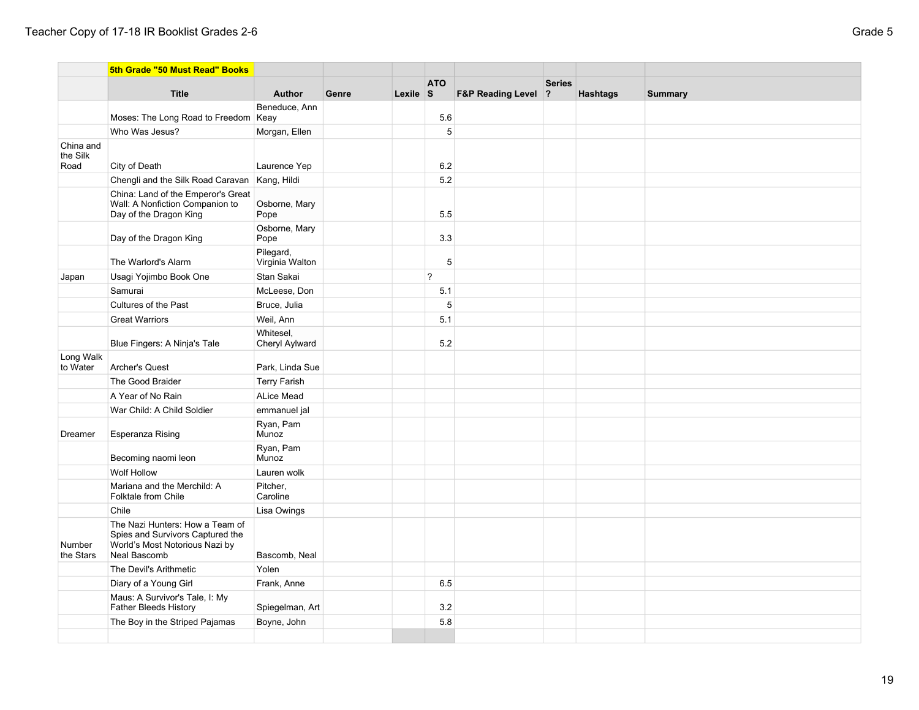| | 5th Grade "50 Must Read" Books | | | | | | | | |
|---|---|---|---|---|---|---|---|---|---|
| | **Title** | **Author** | **Genre** | **Lexile** | **ATOS** | **F&P Reading Level** | **Series?** | **Hashtags** | **Summary** |
| | Moses: The Long Road to Freedom | Beneduce, Ann Keay | | | 5.6 | | | | |
| | Who Was Jesus? | Morgan, Ellen | | | 5 | | | | |
| China and the Silk Road | City of Death | Laurence Yep | | | 6.2 | | | | |
| | Chengli and the Silk Road Caravan | Kang, Hildi | | | 5.2 | | | | |
| | China: Land of the Emperor's Great Wall: A Nonfiction Companion to Day of the Dragon King | Osborne, Mary Pope | | | 5.5 | | | | |
| | Day of the Dragon King | Osborne, Mary Pope | | | 3.3 | | | | |
| | The Warlord's Alarm | Pilegard, Virginia Walton | | | 5 | | | | |
| Japan | Usagi Yojimbo Book One | Stan Sakai | | | ? | | | | |
| | Samurai | McLeese, Don | | | 5.1 | | | | |
| | Cultures of the Past | Bruce, Julia | | | 5 | | | | |
| | Great Warriors | Weil, Ann | | | 5.1 | | | | |
| | Blue Fingers: A Ninja's Tale | Whitesel, Cheryl Aylward | | | 5.2 | | | | |
| Long Walk to Water | Archer's Quest | Park, Linda Sue | | | | | | | |
| | The Good Braider | Terry Farish | | | | | | | |
| | A Year of No Rain | ALice Mead | | | | | | | |
| | War Child: A Child Soldier | emmanuel jal | | | | | | | |
| Dreamer | Esperanza Rising | Ryan, Pam Munoz | | | | | | | |
| | Becoming naomi leon | Ryan, Pam Munoz | | | | | | | |
| | Wolf Hollow | Lauren wolk | | | | | | | |
| | Mariana and the Merchild: A Folktale from Chile | Pitcher, Caroline | | | | | | | |
| | Chile | Lisa Owings | | | | | | | |
| Number the Stars | The Nazi Hunters: How a Team of Spies and Survivors Captured the World's Most Notorious Nazi by Neal Bascomb | Bascomb, Neal | | | | | | | |
| | The Devil's Arithmetic | Yolen | | | | | | | |
| | Diary of a Young Girl | Frank, Anne | | | 6.5 | | | | |
| | Maus: A Survivor's Tale, I: My Father Bleeds History | Spiegelman, Art | | | 3.2 | | | | |
| | The Boy in the Striped Pajamas | Boyne, John | | | 5.8 | | | | |
| | | | | | | | | | |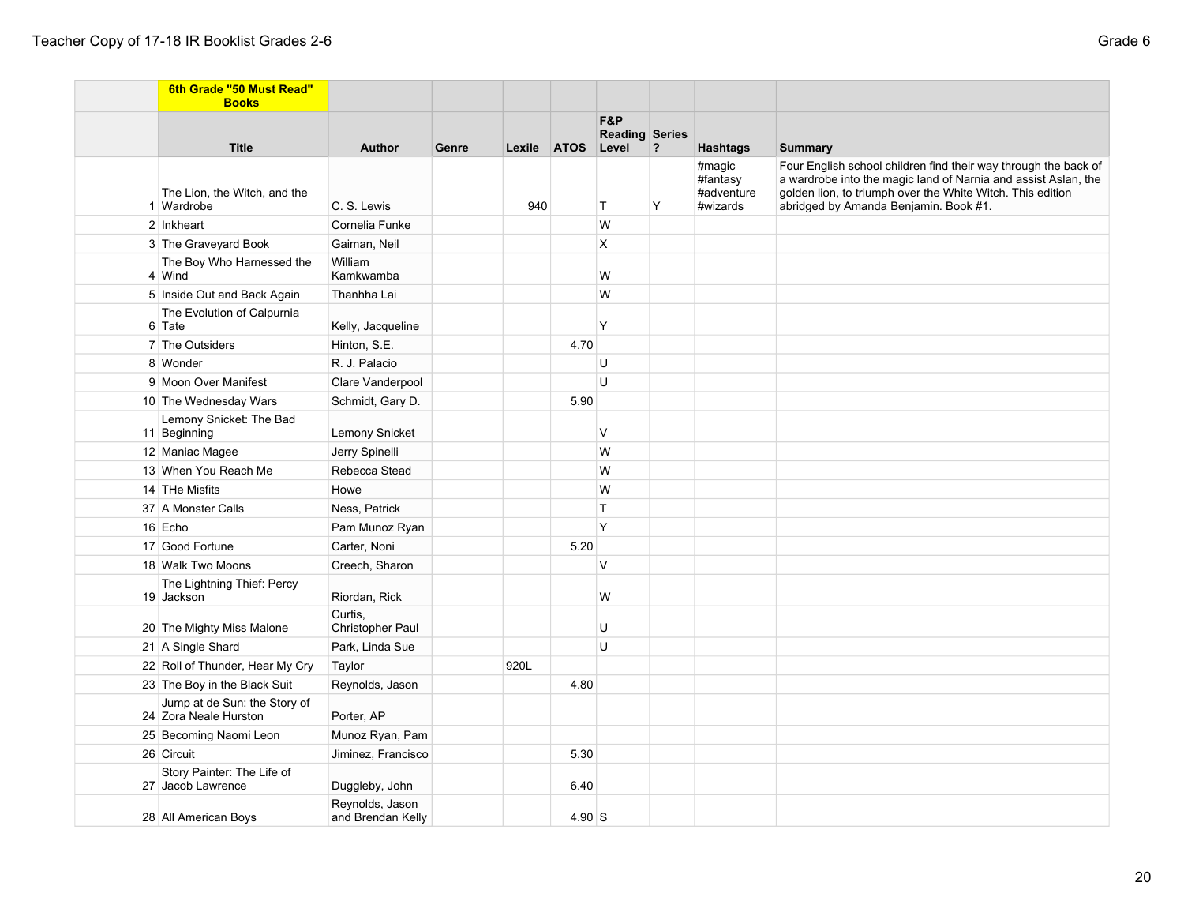| | 6th Grade "50 Must Read" Books | | | | | | | | |
|---|---|---|---|---|---|---|---|---|---|
| | **Title** | **Author** | **Genre** | **Lexile** | **ATOS** | **F&P Reading Level** | **Series ?** | **Hashtags** | **Summary** |
| 1 | The Lion, the Witch, and the Wardrobe | C. S. Lewis | | 940 | | T | Y | #magic #fantasy #adventure #wizards | Four English school children find their way through the back of a wardrobe into the magic land of Narnia and assist Aslan, the golden lion, to triumph over the White Witch. This edition abridged by Amanda Benjamin. Book #1. |
| 2 | Inkheart | Cornelia Funke | | | | W | | | |
| 3 | The Graveyard Book | Gaiman, Neil | | | | X | | | |
| 4 | The Boy Who Harnessed the Wind | William Kamkwamba | | | | W | | | |
| 5 | Inside Out and Back Again | Thanhha Lai | | | | W | | | |
| 6 | The Evolution of Calpurnia Tate | Kelly, Jacqueline | | | | Y | | | |
| 7 | The Outsiders | Hinton, S.E. | | | 4.70 | | | | |
| 8 | Wonder | R. J. Palacio | | | | U | | | |
| 9 | Moon Over Manifest | Clare Vanderpool | | | | U | | | |
| 10 | The Wednesday Wars | Schmidt, Gary D. | | | 5.90 | | | | |
| 11 | Lemony Snicket: The Bad Beginning | Lemony Snicket | | | | V | | | |
| 12 | Maniac Magee | Jerry Spinelli | | | | W | | | |
| 13 | When You Reach Me | Rebecca Stead | | | | W | | | |
| 14 | THe Misfits | Howe | | | | W | | | |
| 37 | A Monster Calls | Ness, Patrick | | | | T | | | |
| 16 | Echo | Pam Munoz Ryan | | | | Y | | | |
| 17 | Good Fortune | Carter, Noni | | | 5.20 | | | | |
| 18 | Walk Two Moons | Creech, Sharon | | | | V | | | |
| 19 | The Lightning Thief: Percy Jackson | Riordan, Rick | | | | W | | | |
| 20 | The Mighty Miss Malone | Curtis, Christopher Paul | | | | U | | | |
| 21 | A Single Shard | Park, Linda Sue | | | | U | | | |
| 22 | Roll of Thunder, Hear My Cry | Taylor | | 920L | | | | | |
| 23 | The Boy in the Black Suit | Reynolds, Jason | | | 4.80 | | | | |
| 24 | Jump at de Sun: the Story of Zora Neale Hurston | Porter, AP | | | | | | | |
| 25 | Becoming Naomi Leon | Munoz Ryan, Pam | | | | | | | |
| 26 | Circuit | Jiminez, Francisco | | | 5.30 | | | | |
| 27 | Story Painter: The Life of Jacob Lawrence | Duggleby, John | | | 6.40 | | | | |
| 28 | All American Boys | Reynolds, Jason and Brendan Kelly | | | 4.90 | S | | | |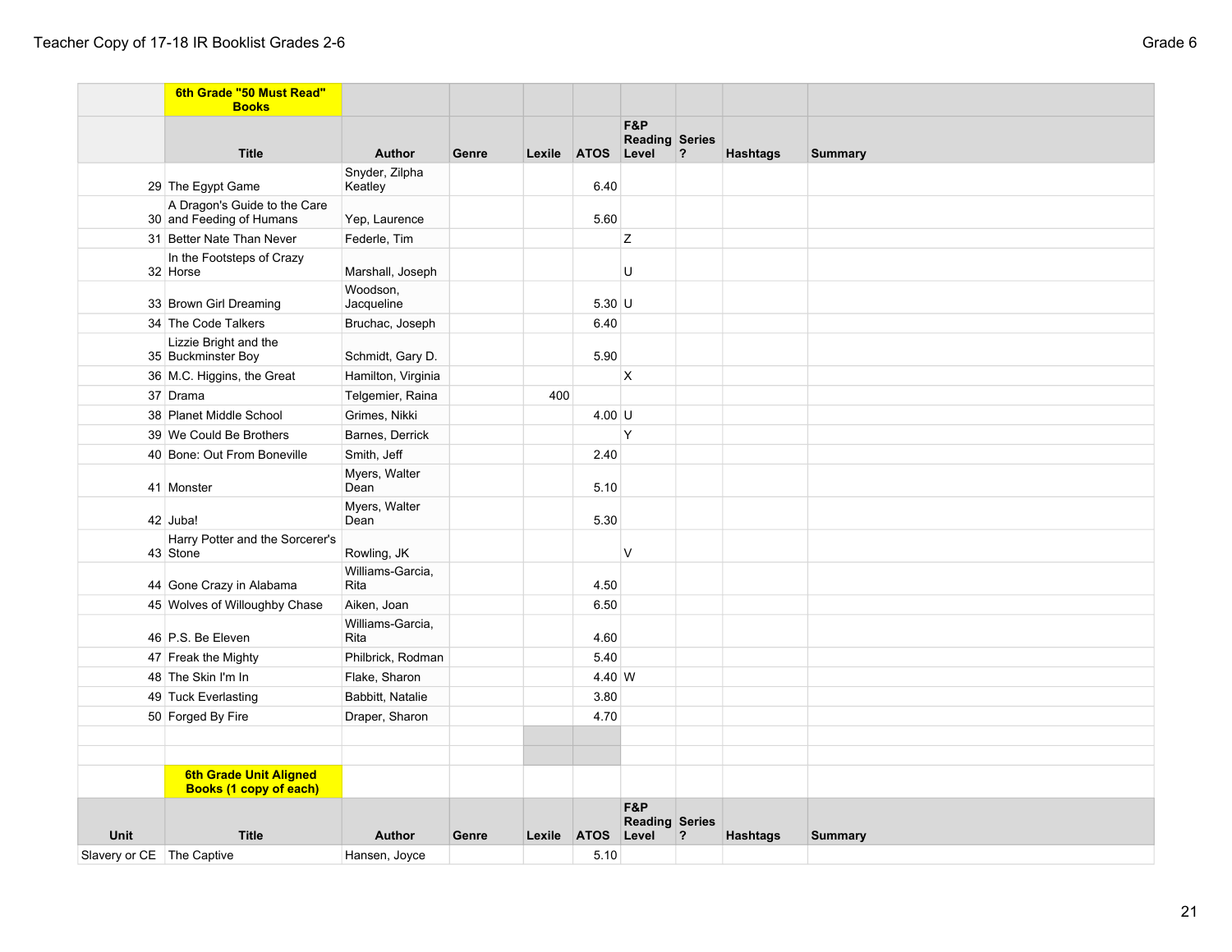| | 6th Grade "50 Must Read" Books | | | | | | | | |
|---|---|---|---|---|---|---|---|---|---|
| | **Title** | **Author** | **Genre** | **Lexile** | **ATOS** | **F&P Reading Level** | **Series ?** | **Hashtags** | **Summary** |
| 29 | The Egypt Game | Snyder, Zilpha Keatley | | | 6.40 | | | | |
| 30 | A Dragon's Guide to the Care and Feeding of Humans | Yep, Laurence | | | 5.60 | | | | |
| 31 | Better Nate Than Never | Federle, Tim | | | | Z | | | |
| 32 | In the Footsteps of Crazy Horse | Marshall, Joseph | | | | U | | | |
| 33 | Brown Girl Dreaming | Woodson, Jacqueline | | | 5.30 | U | | | |
| 34 | The Code Talkers | Bruchac, Joseph | | | 6.40 | | | | |
| 35 | Lizzie Bright and the Buckminster Boy | Schmidt, Gary D. | | | 5.90 | | | | |
| 36 | M.C. Higgins, the Great | Hamilton, Virginia | | | | X | | | |
| 37 | Drama | Telgemier, Raina | | 400 | | | | | |
| 38 | Planet Middle School | Grimes, Nikki | | | 4.00 | U | | | |
| 39 | We Could Be Brothers | Barnes, Derrick | | | | Y | | | |
| 40 | Bone: Out From Boneville | Smith, Jeff | | | 2.40 | | | | |
| 41 | Monster | Myers, Walter Dean | | | 5.10 | | | | |
| 42 | Juba! | Myers, Walter Dean | | | 5.30 | | | | |
| 43 | Harry Potter and the Sorcerer's Stone | Rowling, JK | | | | V | | | |
| 44 | Gone Crazy in Alabama | Williams-Garcia, Rita | | | 4.50 | | | | |
| 45 | Wolves of Willoughby Chase | Aiken, Joan | | | 6.50 | | | | |
| 46 | P.S. Be Eleven | Williams-Garcia, Rita | | | 4.60 | | | | |
| 47 | Freak the Mighty | Philbrick, Rodman | | | 5.40 | | | | |
| 48 | The Skin I'm In | Flake, Sharon | | | 4.40 | W | | | |
| 49 | Tuck Everlasting | Babbitt, Natalie | | | 3.80 | | | | |
| 50 | Forged By Fire | Draper, Sharon | | | 4.70 | | | | |

| | 6th Grade Unit Aligned Books (1 copy of each) | | | | | | | | |
|---|---|---|---|---|---|---|---|---|---|
| **Unit** | **Title** | **Author** | **Genre** | **Lexile** | **ATOS** | **F&P Reading Level** | **Series ?** | **Hashtags** | **Summary** |
| Slavery or CE | The Captive | Hansen, Joyce | | | 5.10 | | | | |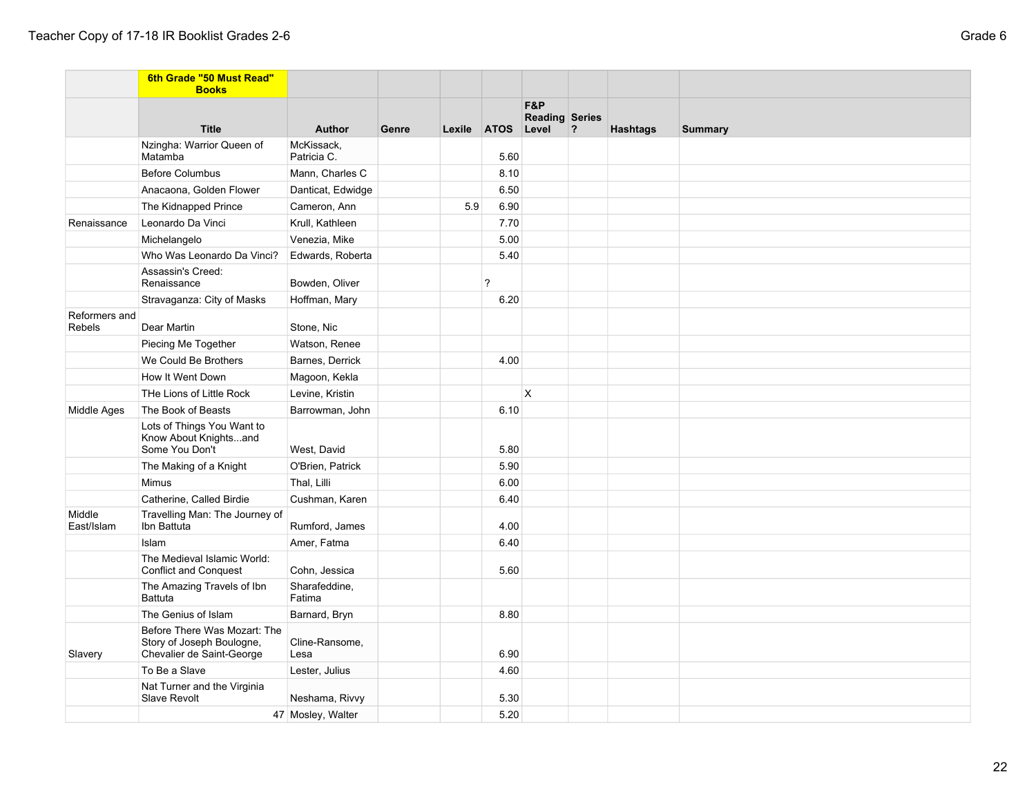| | 6th Grade "50 Must Read" Books | | | | | | | | |
|---|---|---|---|---|---|---|---|---|---|
| | Title | Author | Genre | Lexile | ATOS | F&P Reading Level | Series ? | Hashtags | Summary |
| | Nzingha: Warrior Queen of Matamba | McKissack, Patricia C. | | | 5.60 | | | | |
| | Before Columbus | Mann, Charles C | | | 8.10 | | | | |
| | Anacaona, Golden Flower | Danticat, Edwidge | | | 6.50 | | | | |
| | The Kidnapped Prince | Cameron, Ann | | 5.9 | 6.90 | | | | |
| Renaissance | Leonardo Da Vinci | Krull, Kathleen | | | 7.70 | | | | |
| | Michelangelo | Venezia, Mike | | | 5.00 | | | | |
| | Who Was Leonardo Da Vinci? | Edwards, Roberta | | | 5.40 | | | | |
| | Assassin's Creed: Renaissance | Bowden, Oliver | | | ? | | | | |
| | Stravaganza: City of Masks | Hoffman, Mary | | | 6.20 | | | | |
| Reformers and Rebels | Dear Martin | Stone, Nic | | | | | | | |
| | Piecing Me Together | Watson, Renee | | | | | | | |
| | We Could Be Brothers | Barnes, Derrick | | | 4.00 | | | | |
| | How It Went Down | Magoon, Kekla | | | | | | | |
| | THe Lions of Little Rock | Levine, Kristin | | | | X | | | |
| Middle Ages | The Book of Beasts | Barrowman, John | | | 6.10 | | | | |
| | Lots of Things You Want to Know About Knights...and Some You Don't | West, David | | | 5.80 | | | | |
| | The Making of a Knight | O'Brien, Patrick | | | 5.90 | | | | |
| | Mimus | Thal, Lilli | | | 6.00 | | | | |
| | Catherine, Called Birdie | Cushman, Karen | | | 6.40 | | | | |
| Middle East/Islam | Travelling Man: The Journey of Ibn Battuta | Rumford, James | | | 4.00 | | | | |
| | Islam | Amer, Fatma | | | 6.40 | | | | |
| | The Medieval Islamic World: Conflict and Conquest | Cohn, Jessica | | | 5.60 | | | | |
| | The Amazing Travels of Ibn Battuta | Sharafeddine, Fatima | | | | | | | |
| | The Genius of Islam | Barnard, Bryn | | | 8.80 | | | | |
| Slavery | Before There Was Mozart: The Story of Joseph Boulogne, Chevalier de Saint-George | Cline-Ransome, Lesa | | | 6.90 | | | | |
| | To Be a Slave | Lester, Julius | | | 4.60 | | | | |
| | Nat Turner and the Virginia Slave Revolt | Neshama, Rivvy | | | 5.30 | | | | |
| | 47 | Mosley, Walter | | | 5.20 | | | | |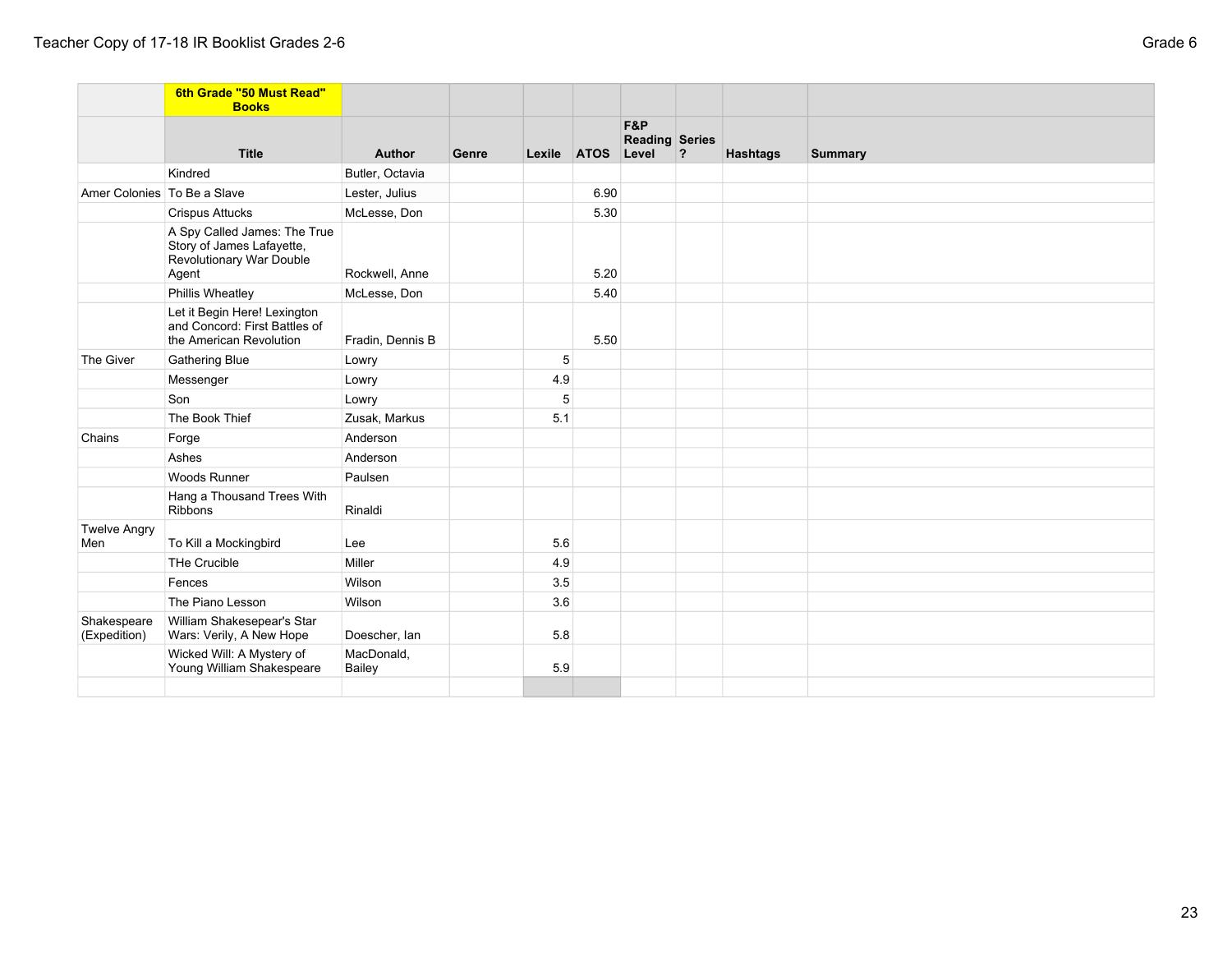| | 6th Grade "50 Must Read" Books | | | | | | | | |
|---|---|---|---|---|---|---|---|---|---|
| | Title | Author | Genre | Lexile | ATOS | F&P Reading Level | Series ? | Hashtags | Summary |
| | Kindred | Butler, Octavia | | | | | | | |
| Amer Colonies | To Be a Slave | Lester, Julius | | | 6.90 | | | | |
| | Crispus Attucks | McLesse, Don | | | 5.30 | | | | |
| | A Spy Called James: The True Story of James Lafayette, Revolutionary War Double Agent | Rockwell, Anne | | | 5.20 | | | | |
| | Phillis Wheatley | McLesse, Don | | | 5.40 | | | | |
| | Let it Begin Here! Lexington and Concord: First Battles of the American Revolution | Fradin, Dennis B | | | 5.50 | | | | |
| The Giver | Gathering Blue | Lowry | | 5 | | | | | |
| | Messenger | Lowry | | 4.9 | | | | | |
| | Son | Lowry | | 5 | | | | | |
| | The Book Thief | Zusak, Markus | | 5.1 | | | | | |
| Chains | Forge | Anderson | | | | | | | |
| | Ashes | Anderson | | | | | | | |
| | Woods Runner | Paulsen | | | | | | | |
| | Hang a Thousand Trees With Ribbons | Rinaldi | | | | | | | |
| Twelve Angry Men | To Kill a Mockingbird | Lee | | 5.6 | | | | | |
| | THe Crucible | Miller | | 4.9 | | | | | |
| | Fences | Wilson | | 3.5 | | | | | |
| | The Piano Lesson | Wilson | | 3.6 | | | | | |
| Shakespeare (Expedition) | William Shakesepear's Star Wars: Verily, A New Hope | Doescher, Ian | | 5.8 | | | | | |
| | Wicked Will: A Mystery of Young William Shakespeare | MacDonald, Bailey | | 5.9 | | | | | |
| | | | | | | | | | |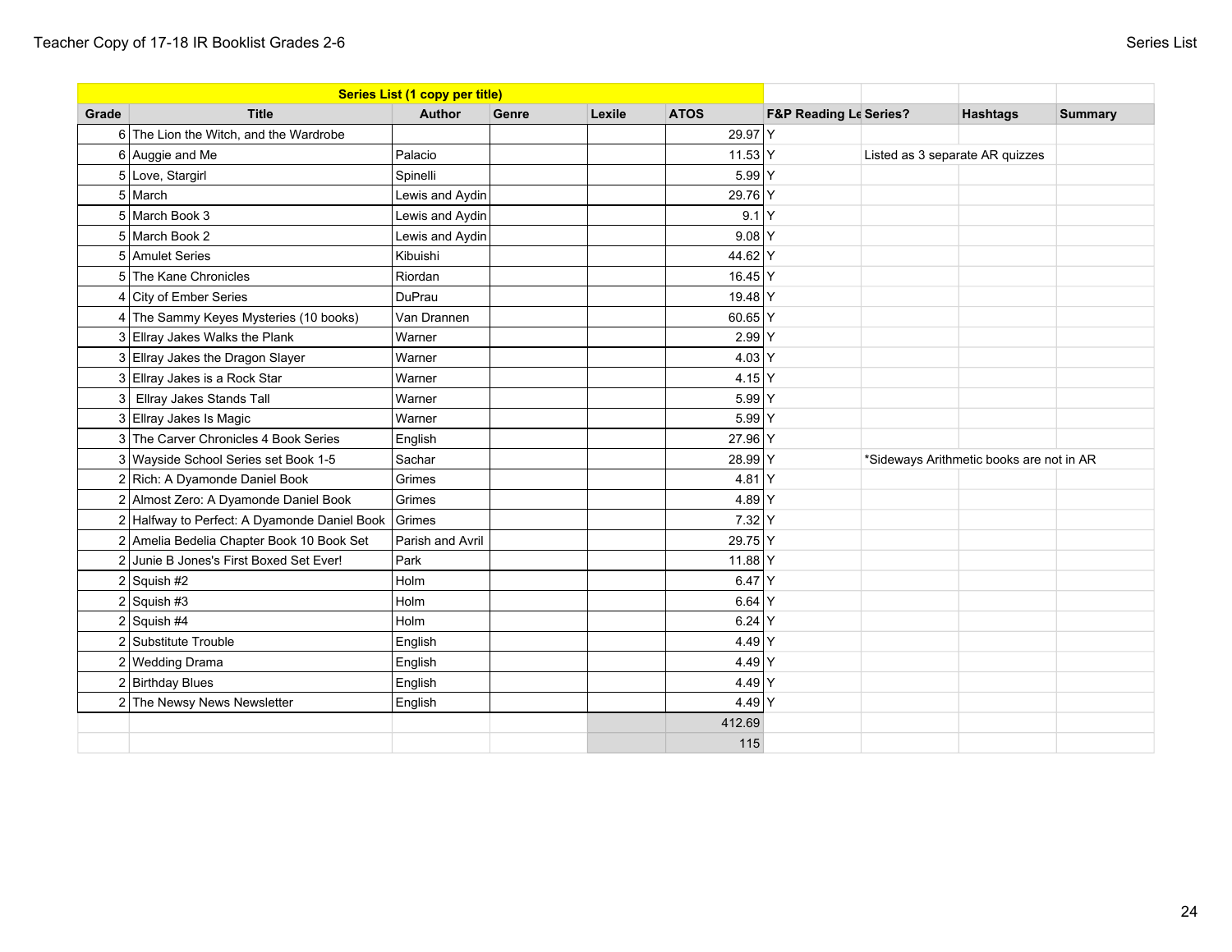| Series List (1 copy per title) | | | | | | | | | |
|---|---|---|---|---|---|---|---|---|---|
| Grade | Title | Author | Genre | Lexile | ATOS | F&P Reading Le | Series? | Hashtags | Summary |
| 6 | The Lion the Witch, and the Wardrobe | | | | 29.97 | Y | | | |
| 6 | Auggie and Me | Palacio | | | 11.53 | Y | Listed as 3 separate AR quizzes | | |
| 5 | Love, Stargirl | Spinelli | | | 5.99 | Y | | | |
| 5 | March | Lewis and Aydin | | | 29.76 | Y | | | |
| 5 | March Book 3 | Lewis and Aydin | | | 9.1 | Y | | | |
| 5 | March Book 2 | Lewis and Aydin | | | 9.08 | Y | | | |
| 5 | Amulet Series | Kibuishi | | | 44.62 | Y | | | |
| 5 | The Kane Chronicles | Riordan | | | 16.45 | Y | | | |
| 4 | City of Ember Series | DuPrau | | | 19.48 | Y | | | |
| 4 | The Sammy Keyes Mysteries (10 books) | Van Drannen | | | 60.65 | Y | | | |
| 3 | Ellray Jakes Walks the Plank | Warner | | | 2.99 | Y | | | |
| 3 | Ellray Jakes the Dragon Slayer | Warner | | | 4.03 | Y | | | |
| 3 | Ellray Jakes is a Rock Star | Warner | | | 4.15 | Y | | | |
| 3 | Ellray Jakes Stands Tall | Warner | | | 5.99 | Y | | | |
| 3 | Ellray Jakes Is Magic | Warner | | | 5.99 | Y | | | |
| 3 | The Carver Chronicles 4 Book Series | English | | | 27.96 | Y | | | |
| 3 | Wayside School Series set Book 1-5 | Sachar | | | 28.99 | Y | *Sideways Arithmetic books are not in AR | | |
| 2 | Rich: A Dyamonde Daniel Book | Grimes | | | 4.81 | Y | | | |
| 2 | Almost Zero: A Dyamonde Daniel Book | Grimes | | | 4.89 | Y | | | |
| 2 | Halfway to Perfect: A Dyamonde Daniel Book | Grimes | | | 7.32 | Y | | | |
| 2 | Amelia Bedelia Chapter Book 10 Book Set | Parish and Avril | | | 29.75 | Y | | | |
| 2 | Junie B Jones's First Boxed Set Ever! | Park | | | 11.88 | Y | | | |
| 2 | Squish #2 | Holm | | | 6.47 | Y | | | |
| 2 | Squish #3 | Holm | | | 6.64 | Y | | | |
| 2 | Squish #4 | Holm | | | 6.24 | Y | | | |
| 2 | Substitute Trouble | English | | | 4.49 | Y | | | |
| 2 | Wedding Drama | English | | | 4.49 | Y | | | |
| 2 | Birthday Blues | English | | | 4.49 | Y | | | |
| 2 | The Newsy News Newsletter | English | | | 4.49 | Y | | | |
| | | | | | 412.69 | | | | |
| | | | | | 115 | | | | |